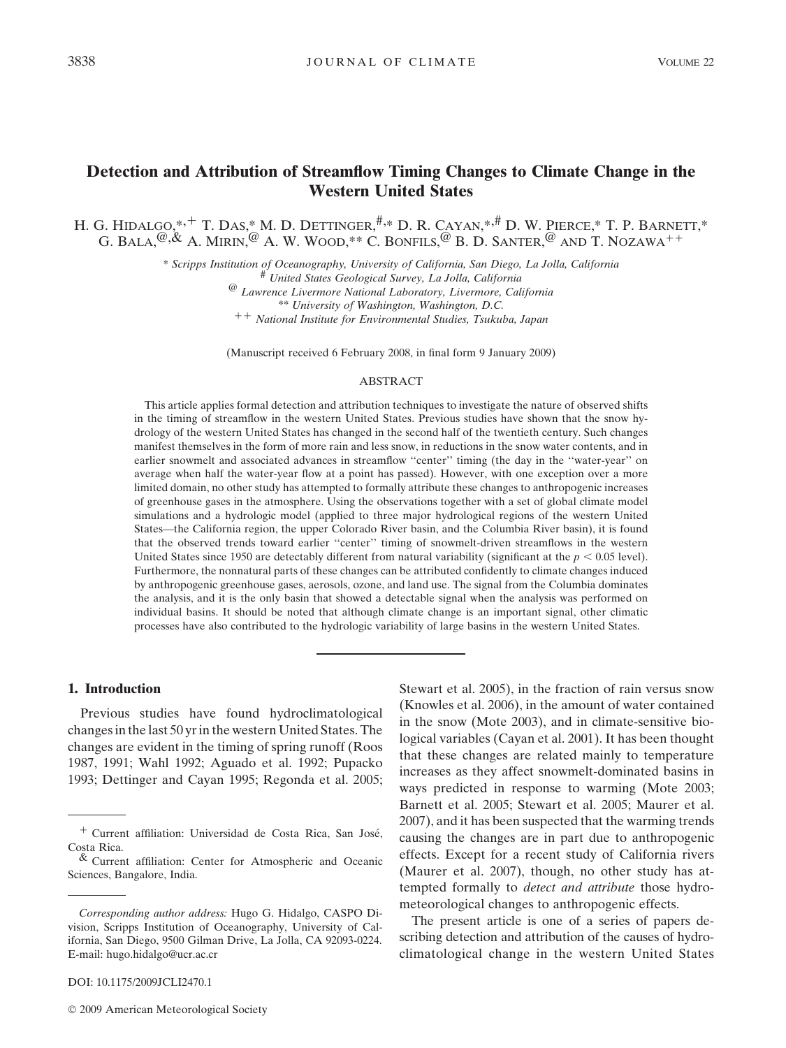# Detection and Attribution of Streamflow Timing Changes to Climate Change in the Western United States

H. G. Hidalgo,*,+ T. Das,* M. D. Dettinger,#,* D. R. Cayan,*,# D. W. Pierce,* T. P. Barnett,* G. Bala,@,& A. Mirin,@ A. W. Wood,** C. Bonfils,@ B. D. Santer,@ and T. Nozawa++

\* *Scripps Institution of Oceanography, University of California, San Diego, La Jolla, California*
\# *United States Geological Survey, La Jolla, California*
@ *Lawrence Livermore National Laboratory, Livermore, California*
\*\* *University of Washington, Washington, D.C.*
++ *National Institute for Environmental Studies, Tsukuba, Japan*

(Manuscript received 6 February 2008, in final form 9 January 2009)

## ABSTRACT

This article applies formal detection and attribution techniques to investigate the nature of observed shifts in the timing of streamflow in the western United States. Previous studies have shown that the snow hydrology of the western United States has changed in the second half of the twentieth century. Such changes manifest themselves in the form of more rain and less snow, in reductions in the snow water contents, and in earlier snowmelt and associated advances in streamflow "center" timing (the day in the "water-year" on average when half the water-year flow at a point has passed). However, with one exception over a more limited domain, no other study has attempted to formally attribute these changes to anthropogenic increases of greenhouse gases in the atmosphere. Using the observations together with a set of global climate model simulations and a hydrologic model (applied to three major hydrological regions of the western United States—the California region, the upper Colorado River basin, and the Columbia River basin), it is found that the observed trends toward earlier "center" timing of snowmelt-driven streamflows in the western United States since 1950 are detectably different from natural variability (significant at the $p < 0.05$ level). Furthermore, the nonnatural parts of these changes can be attributed confidently to climate changes induced by anthropogenic greenhouse gases, aerosols, ozone, and land use. The signal from the Columbia dominates the analysis, and it is the only basin that showed a detectable signal when the analysis was performed on individual basins. It should be noted that although climate change is an important signal, other climatic processes have also contributed to the hydrologic variability of large basins in the western United States.

## 1. Introduction

Previous studies have found hydroclimatological changes in the last 50 yr in the western United States. The changes are evident in the timing of spring runoff (Roos 1987, 1991; Wahl 1992; Aguado et al. 1992; Pupacko 1993; Dettinger and Cayan 1995; Regonda et al. 2005; Stewart et al. 2005), in the fraction of rain versus snow (Knowles et al. 2006), in the amount of water contained in the snow (Mote 2003), and in climate-sensitive biological variables (Cayan et al. 2001). It has been thought that these changes are related mainly to temperature increases as they affect snowmelt-dominated basins in ways predicted in response to warming (Mote 2003; Barnett et al. 2005; Stewart et al. 2005; Maurer et al. 2007), and it has been suspected that the warming trends causing the changes are in part due to anthropogenic effects. Except for a recent study of California rivers (Maurer et al. 2007), though, no other study has attempted formally to *detect and attribute* those hydrometeorological changes to anthropogenic effects.

The present article is one of a series of papers describing detection and attribution of the causes of hydroclimatological change in the western United States

---

+ Current affiliation: Universidad de Costa Rica, San José, Costa Rica.
& Current affiliation: Center for Atmospheric and Oceanic Sciences, Bangalore, India.

*Corresponding author address:* Hugo G. Hidalgo, CASPO Division, Scripps Institution of Oceanography, University of California, San Diego, 9500 Gilman Drive, La Jolla, CA 92093-0224. E-mail: hugo.hidalgo@ucr.ac.cr

DOI: 10.1175/2009JCLI2470.1

© 2009 American Meteorological Society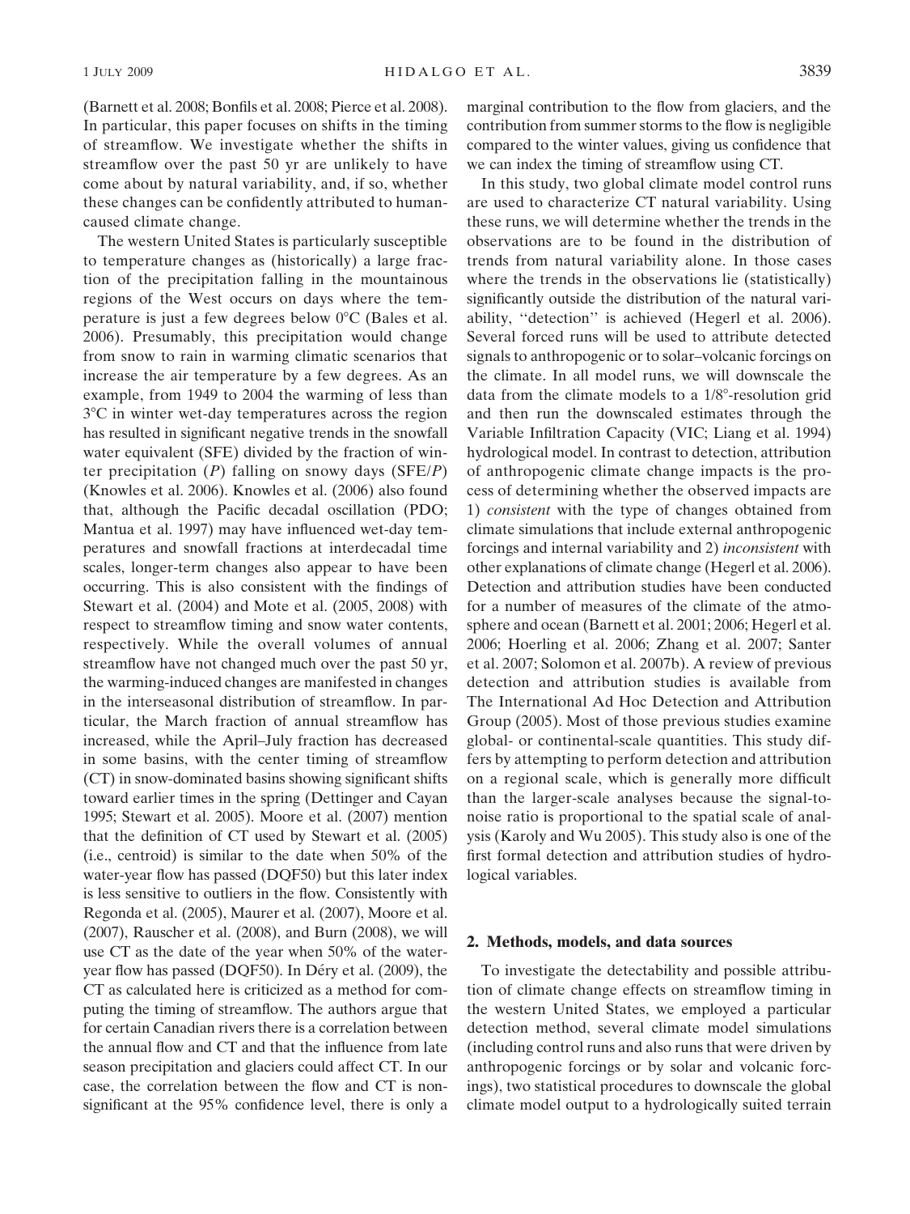(Barnett et al. 2008; Bonfils et al. 2008; Pierce et al. 2008). In particular, this paper focuses on shifts in the timing of streamflow. We investigate whether the shifts in streamflow over the past 50 yr are unlikely to have come about by natural variability, and, if so, whether these changes can be confidently attributed to human-caused climate change.

The western United States is particularly susceptible to temperature changes as (historically) a large fraction of the precipitation falling in the mountainous regions of the West occurs on days where the temperature is just a few degrees below 0°C (Bales et al. 2006). Presumably, this precipitation would change from snow to rain in warming climatic scenarios that increase the air temperature by a few degrees. As an example, from 1949 to 2004 the warming of less than 3°C in winter wet-day temperatures across the region has resulted in significant negative trends in the snowfall water equivalent (SFE) divided by the fraction of winter precipitation ($P$) falling on snowy days (SFE/$P$) (Knowles et al. 2006). Knowles et al. (2006) also found that, although the Pacific decadal oscillation (PDO; Mantua et al. 1997) may have influenced wet-day temperatures and snowfall fractions at interdecadal time scales, longer-term changes also appear to have been occurring. This is also consistent with the findings of Stewart et al. (2004) and Mote et al. (2005, 2008) with respect to streamflow timing and snow water contents, respectively. While the overall volumes of annual streamflow have not changed much over the past 50 yr, the warming-induced changes are manifested in changes in the interseasonal distribution of streamflow. In particular, the March fraction of annual streamflow has increased, while the April–July fraction has decreased in some basins, with the center timing of streamflow (CT) in snow-dominated basins showing significant shifts toward earlier times in the spring (Dettinger and Cayan 1995; Stewart et al. 2005). Moore et al. (2007) mention that the definition of CT used by Stewart et al. (2005) (i.e., centroid) is similar to the date when 50% of the water-year flow has passed (DQF50) but this later index is less sensitive to outliers in the flow. Consistently with Regonda et al. (2005), Maurer et al. (2007), Moore et al. (2007), Rauscher et al. (2008), and Burn (2008), we will use CT as the date of the year when 50% of the water-year flow has passed (DQF50). In Déry et al. (2009), the CT as calculated here is criticized as a method for computing the timing of streamflow. The authors argue that for certain Canadian rivers there is a correlation between the annual flow and CT and that the influence from late season precipitation and glaciers could affect CT. In our case, the correlation between the flow and CT is non-significant at the 95% confidence level, there is only a marginal contribution to the flow from glaciers, and the contribution from summer storms to the flow is negligible compared to the winter values, giving us confidence that we can index the timing of streamflow using CT.

In this study, two global climate model control runs are used to characterize CT natural variability. Using these runs, we will determine whether the trends in the observations are to be found in the distribution of trends from natural variability alone. In those cases where the trends in the observations lie (statistically) significantly outside the distribution of the natural variability, "detection" is achieved (Hegerl et al. 2006). Several forced runs will be used to attribute detected signals to anthropogenic or to solar–volcanic forcings on the climate. In all model runs, we will downscale the data from the climate models to a 1/8°-resolution grid and then run the downscaled estimates through the Variable Infiltration Capacity (VIC; Liang et al. 1994) hydrological model. In contrast to detection, attribution of anthropogenic climate change impacts is the process of determining whether the observed impacts are 1) *consistent* with the type of changes obtained from climate simulations that include external anthropogenic forcings and internal variability and 2) *inconsistent* with other explanations of climate change (Hegerl et al. 2006). Detection and attribution studies have been conducted for a number of measures of the climate of the atmosphere and ocean (Barnett et al. 2001; 2006; Hegerl et al. 2006; Hoerling et al. 2006; Zhang et al. 2007; Santer et al. 2007; Solomon et al. 2007b). A review of previous detection and attribution studies is available from The International Ad Hoc Detection and Attribution Group (2005). Most of those previous studies examine global- or continental-scale quantities. This study differs by attempting to perform detection and attribution on a regional scale, which is generally more difficult than the larger-scale analyses because the signal-to-noise ratio is proportional to the spatial scale of analysis (Karoly and Wu 2005). This study also is one of the first formal detection and attribution studies of hydrological variables.

## 2. Methods, models, and data sources

To investigate the detectability and possible attribution of climate change effects on streamflow timing in the western United States, we employed a particular detection method, several climate model simulations (including control runs and also runs that were driven by anthropogenic forcings or by solar and volcanic forcings), two statistical procedures to downscale the global climate model output to a hydrologically suited terrain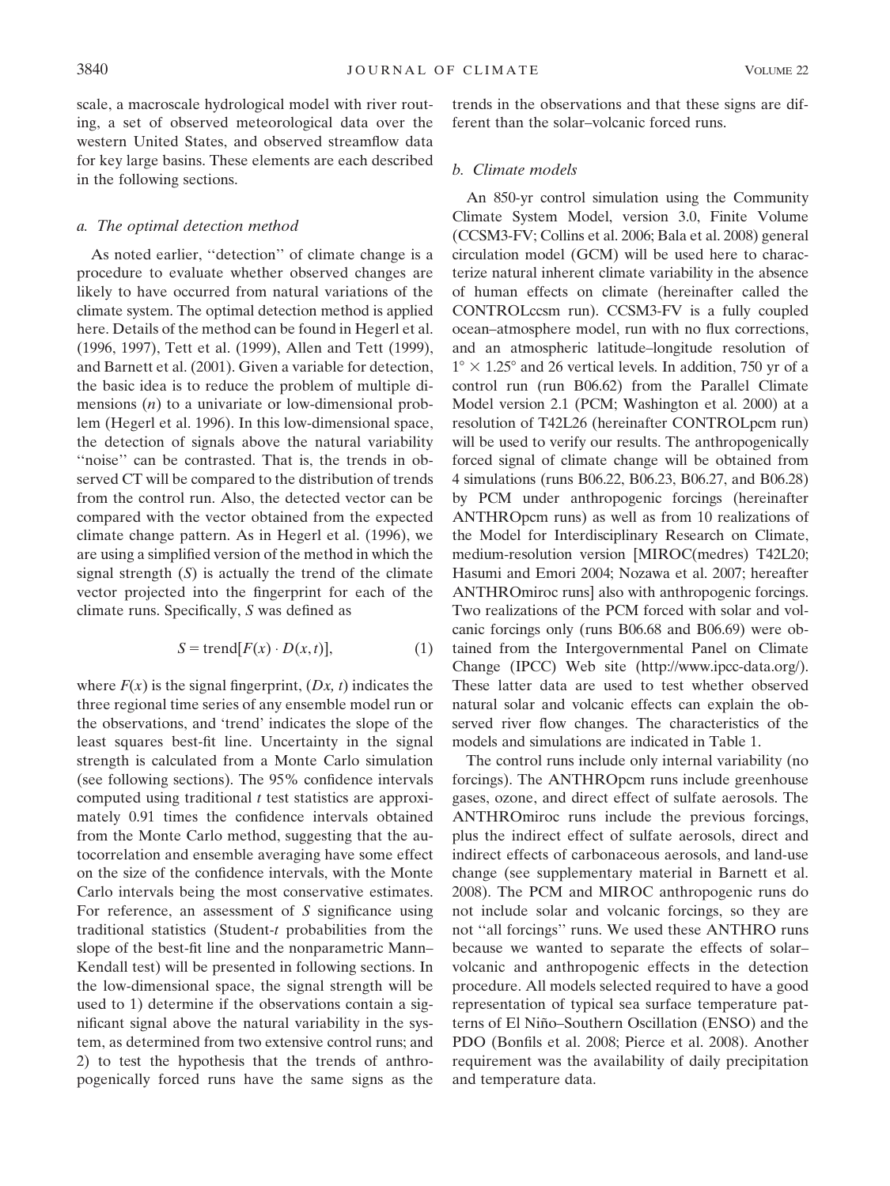scale, a macroscale hydrological model with river routing, a set of observed meteorological data over the western United States, and observed streamflow data for key large basins. These elements are each described in the following sections.

### *a. The optimal detection method*

As noted earlier, ''detection'' of climate change is a procedure to evaluate whether observed changes are likely to have occurred from natural variations of the climate system. The optimal detection method is applied here. Details of the method can be found in Hegerl et al. (1996, 1997), Tett et al. (1999), Allen and Tett (1999), and Barnett et al. (2001). Given a variable for detection, the basic idea is to reduce the problem of multiple dimensions ($n$) to a univariate or low-dimensional problem (Hegerl et al. 1996). In this low-dimensional space, the detection of signals above the natural variability ''noise'' can be contrasted. That is, the trends in observed CT will be compared to the distribution of trends from the control run. Also, the detected vector can be compared with the vector obtained from the expected climate change pattern. As in Hegerl et al. (1996), we are using a simplified version of the method in which the signal strength ($S$) is actually the trend of the climate vector projected into the fingerprint for each of the climate runs. Specifically, $S$ was defined as

$$S = \text{trend}[F(x) \cdot D(x, t)], \tag{1}$$

where $F(x)$ is the signal fingerprint, $(Dx, t)$ indicates the three regional time series of any ensemble model run or the observations, and 'trend' indicates the slope of the least squares best-fit line. Uncertainty in the signal strength is calculated from a Monte Carlo simulation (see following sections). The 95% confidence intervals computed using traditional $t$ test statistics are approximately 0.91 times the confidence intervals obtained from the Monte Carlo method, suggesting that the autocorrelation and ensemble averaging have some effect on the size of the confidence intervals, with the Monte Carlo intervals being the most conservative estimates. For reference, an assessment of $S$ significance using traditional statistics (Student-$t$ probabilities from the slope of the best-fit line and the nonparametric Mann–Kendall test) will be presented in following sections. In the low-dimensional space, the signal strength will be used to 1) determine if the observations contain a significant signal above the natural variability in the system, as determined from two extensive control runs; and 2) to test the hypothesis that the trends of anthropogenically forced runs have the same signs as the trends in the observations and that these signs are different than the solar–volcanic forced runs.

### *b. Climate models*

An 850-yr control simulation using the Community Climate System Model, version 3.0, Finite Volume (CCSM3-FV; Collins et al. 2006; Bala et al. 2008) general circulation model (GCM) will be used here to characterize natural inherent climate variability in the absence of human effects on climate (hereinafter called the CONTROLccsm run). CCSM3-FV is a fully coupled ocean–atmosphere model, run with no flux corrections, and an atmospheric latitude–longitude resolution of $1° \times 1.25°$ and 26 vertical levels. In addition, 750 yr of a control run (run B06.62) from the Parallel Climate Model version 2.1 (PCM; Washington et al. 2000) at a resolution of T42L26 (hereinafter CONTROLpcm run) will be used to verify our results. The anthropogenically forced signal of climate change will be obtained from 4 simulations (runs B06.22, B06.23, B06.27, and B06.28) by PCM under anthropogenic forcings (hereinafter ANTHROpcm runs) as well as from 10 realizations of the Model for Interdisciplinary Research on Climate, medium-resolution version [MIROC(medres) T42L20; Hasumi and Emori 2004; Nozawa et al. 2007; hereafter ANTHROmiroc runs] also with anthropogenic forcings. Two realizations of the PCM forced with solar and volcanic forcings only (runs B06.68 and B06.69) were obtained from the Intergovernmental Panel on Climate Change (IPCC) Web site (http://www.ipcc-data.org/). These latter data are used to test whether observed natural solar and volcanic effects can explain the observed river flow changes. The characteristics of the models and simulations are indicated in Table 1.

The control runs include only internal variability (no forcings). The ANTHROpcm runs include greenhouse gases, ozone, and direct effect of sulfate aerosols. The ANTHROmiroc runs include the previous forcings, plus the indirect effect of sulfate aerosols, direct and indirect effects of carbonaceous aerosols, and land-use change (see supplementary material in Barnett et al. 2008). The PCM and MIROC anthropogenic runs do not include solar and volcanic forcings, so they are not ''all forcings'' runs. We used these ANTHRO runs because we wanted to separate the effects of solar–volcanic and anthropogenic effects in the detection procedure. All models selected required to have a good representation of typical sea surface temperature patterns of El Niño–Southern Oscillation (ENSO) and the PDO (Bonfils et al. 2008; Pierce et al. 2008). Another requirement was the availability of daily precipitation and temperature data.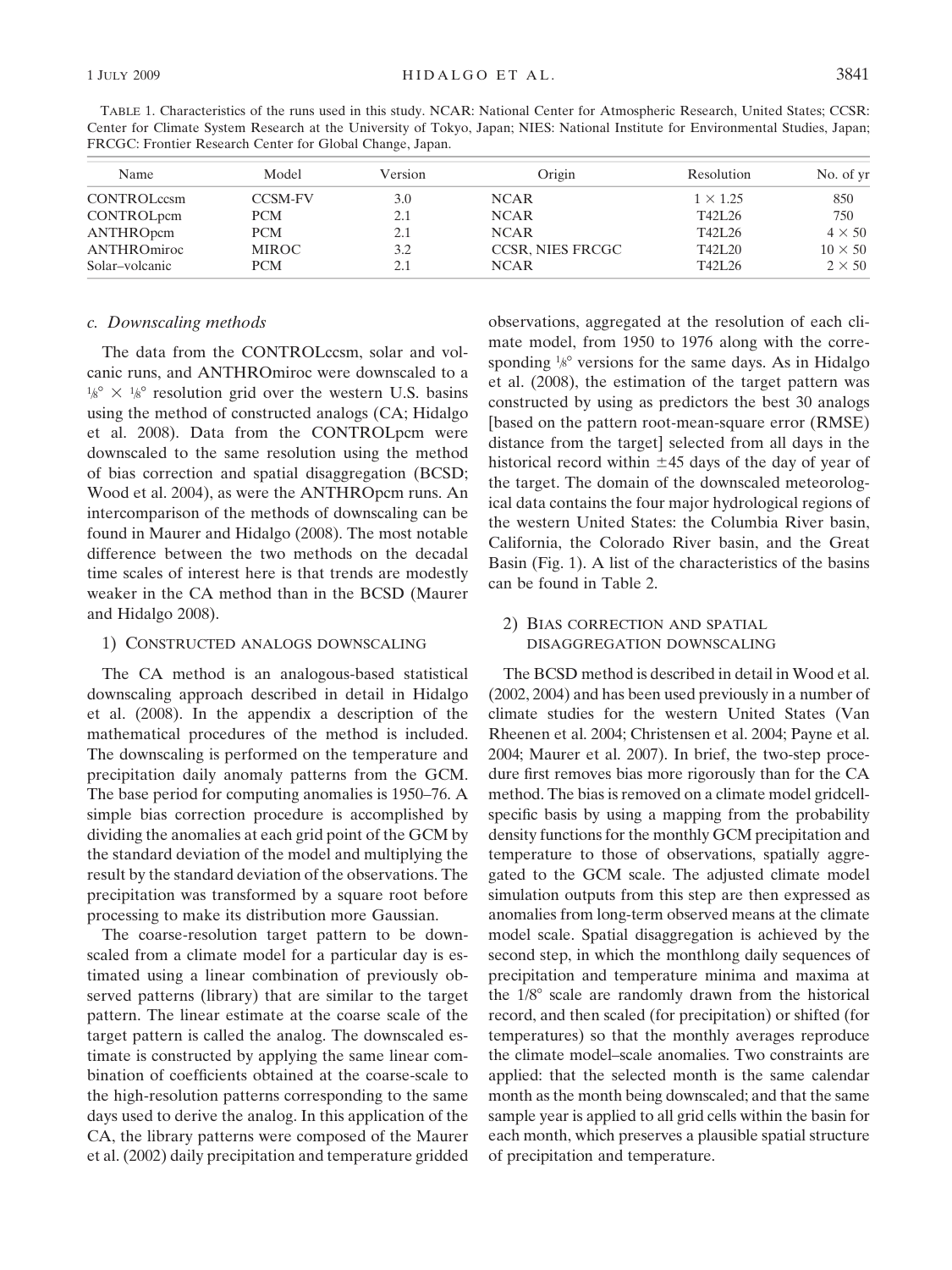TABLE 1. Characteristics of the runs used in this study. NCAR: National Center for Atmospheric Research, United States; CCSR: Center for Climate System Research at the University of Tokyo, Japan; NIES: National Institute for Environmental Studies, Japan; FRCGC: Frontier Research Center for Global Change, Japan.

| Name | Model | Version | Origin | Resolution | No. of yr |
|---|---|---|---|---|---|
| CONTROLccsm | CCSM-FV | 3.0 | NCAR | $1 \times 1.25$ | 850 |
| CONTROLpcm | PCM | 2.1 | NCAR | T42L26 | 750 |
| ANTHROpcm | PCM | 2.1 | NCAR | T42L26 | $4 \times 50$ |
| ANTHROmiroc | MIROC | 3.2 | CCSR, NIES FRCGC | T42L20 | $10 \times 50$ |
| Solar–volcanic | PCM | 2.1 | NCAR | T42L26 | $2 \times 50$ |

### *c. Downscaling methods*

The data from the CONTROLccsm, solar and volcanic runs, and ANTHROmiroc were downscaled to a $\frac{1}{8}° \times \frac{1}{8}°$ resolution grid over the western U.S. basins using the method of constructed analogs (CA; Hidalgo et al. 2008). Data from the CONTROLpcm were downscaled to the same resolution using the method of bias correction and spatial disaggregation (BCSD; Wood et al. 2004), as were the ANTHROpcm runs. An intercomparison of the methods of downscaling can be found in Maurer and Hidalgo (2008). The most notable difference between the two methods on the decadal time scales of interest here is that trends are modestly weaker in the CA method than in the BCSD (Maurer and Hidalgo 2008).

#### 1) Constructed analogs downscaling

The CA method is an analogous-based statistical downscaling approach described in detail in Hidalgo et al. (2008). In the appendix a description of the mathematical procedures of the method is included. The downscaling is performed on the temperature and precipitation daily anomaly patterns from the GCM. The base period for computing anomalies is 1950–76. A simple bias correction procedure is accomplished by dividing the anomalies at each grid point of the GCM by the standard deviation of the model and multiplying the result by the standard deviation of the observations. The precipitation was transformed by a square root before processing to make its distribution more Gaussian.

The coarse-resolution target pattern to be downscaled from a climate model for a particular day is estimated using a linear combination of previously observed patterns (library) that are similar to the target pattern. The linear estimate at the coarse scale of the target pattern is called the analog. The downscaled estimate is constructed by applying the same linear combination of coefficients obtained at the coarse-scale to the high-resolution patterns corresponding to the same days used to derive the analog. In this application of the CA, the library patterns were composed of the Maurer et al. (2002) daily precipitation and temperature gridded observations, aggregated at the resolution of each climate model, from 1950 to 1976 along with the corresponding $\frac{1}{8}°$ versions for the same days. As in Hidalgo et al. (2008), the estimation of the target pattern was constructed by using as predictors the best 30 analogs [based on the pattern root-mean-square error (RMSE) distance from the target] selected from all days in the historical record within $\pm 45$ days of the day of year of the target. The domain of the downscaled meteorological data contains the four major hydrological regions of the western United States: the Columbia River basin, California, the Colorado River basin, and the Great Basin (Fig. 1). A list of the characteristics of the basins can be found in Table 2.

#### 2) Bias correction and spatial disaggregation downscaling

The BCSD method is described in detail in Wood et al. (2002, 2004) and has been used previously in a number of climate studies for the western United States (Van Rheenen et al. 2004; Christensen et al. 2004; Payne et al. 2004; Maurer et al. 2007). In brief, the two-step procedure first removes bias more rigorously than for the CA method. The bias is removed on a climate model gridcell-specific basis by using a mapping from the probability density functions for the monthly GCM precipitation and temperature to those of observations, spatially aggregated to the GCM scale. The adjusted climate model simulation outputs from this step are then expressed as anomalies from long-term observed means at the climate model scale. Spatial disaggregation is achieved by the second step, in which the monthlong daily sequences of precipitation and temperature minima and maxima at the 1/8° scale are randomly drawn from the historical record, and then scaled (for precipitation) or shifted (for temperatures) so that the monthly averages reproduce the climate model–scale anomalies. Two constraints are applied: that the selected month is the same calendar month as the month being downscaled; and that the same sample year is applied to all grid cells within the basin for each month, which preserves a plausible spatial structure of precipitation and temperature.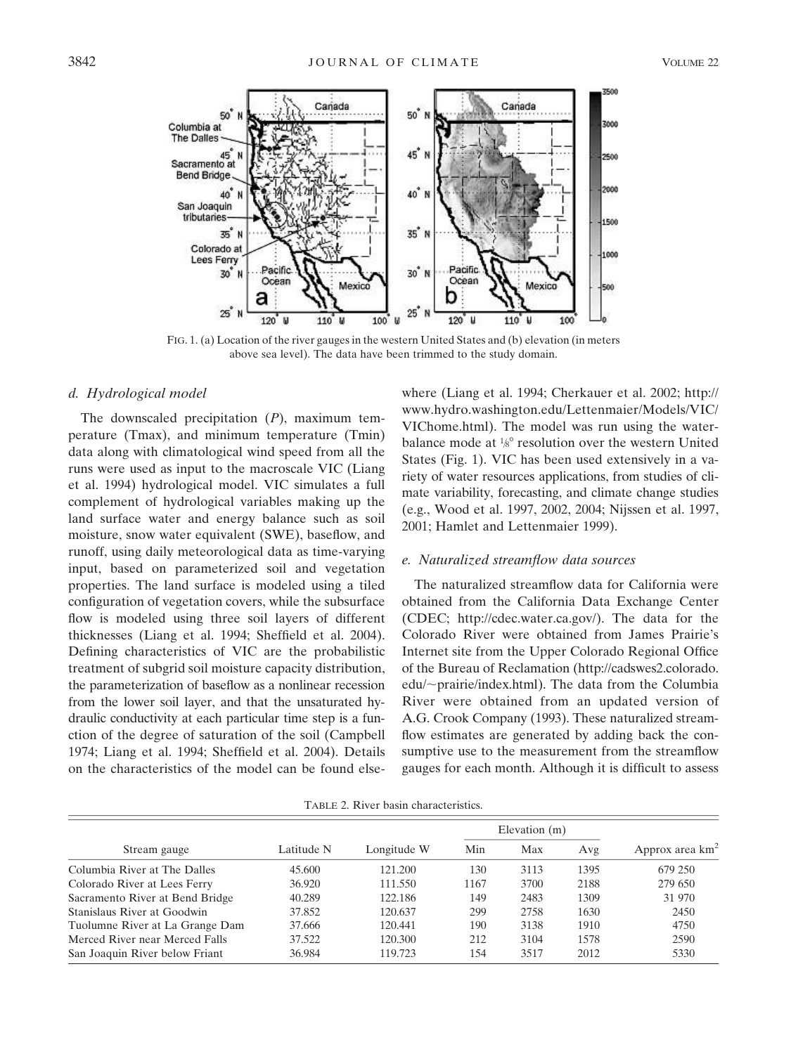FIG. 1. (a) Location of the river gauges in the western United States and (b) elevation (in meters above sea level). The data have been trimmed to the study domain.

### d. Hydrological model

The downscaled precipitation ($P$), maximum temperature (Tmax), and minimum temperature (Tmin) data along with climatological wind speed from all the runs were used as input to the macroscale VIC (Liang et al. 1994) hydrological model. VIC simulates a full complement of hydrological variables making up the land surface water and energy balance such as soil moisture, snow water equivalent (SWE), baseflow, and runoff, using daily meteorological data as time-varying input, based on parameterized soil and vegetation properties. The land surface is modeled using a tiled configuration of vegetation covers, while the subsurface flow is modeled using three soil layers of different thicknesses (Liang et al. 1994; Sheffield et al. 2004). Defining characteristics of VIC are the probabilistic treatment of subgrid soil moisture capacity distribution, the parameterization of baseflow as a nonlinear recession from the lower soil layer, and that the unsaturated hydraulic conductivity at each particular time step is a function of the degree of saturation of the soil (Campbell 1974; Liang et al. 1994; Sheffield et al. 2004). Details on the characteristics of the model can be found elsewhere (Liang et al. 1994; Cherkauer et al. 2002; http://www.hydro.washington.edu/Lettenmaier/Models/VIC/VIChome.html). The model was run using the water-balance mode at $1/8°$ resolution over the western United States (Fig. 1). VIC has been used extensively in a variety of water resources applications, from studies of climate variability, forecasting, and climate change studies (e.g., Wood et al. 1997, 2002, 2004; Nijssen et al. 1997, 2001; Hamlet and Lettenmaier 1999).

### e. Naturalized streamflow data sources

The naturalized streamflow data for California were obtained from the California Data Exchange Center (CDEC; http://cdec.water.ca.gov/). The data for the Colorado River were obtained from James Prairie's Internet site from the Upper Colorado Regional Office of the Bureau of Reclamation (http://cadswes2.colorado.edu/~prairie/index.html). The data from the Columbia River were obtained from an updated version of A.G. Crook Company (1993). These naturalized streamflow estimates are generated by adding back the consumptive use to the measurement from the streamflow gauges for each month. Although it is difficult to assess

TABLE 2. River basin characteristics.

| Stream gauge | Latitude N | Longitude W | Elevation (m) | | | Approx area km$^2$ |
|---|---|---|---|---|---|---|
| | | | Min | Max | Avg | |
| Columbia River at The Dalles | 45.600 | 121.200 | 130 | 3113 | 1395 | 679 250 |
| Colorado River at Lees Ferry | 36.920 | 111.550 | 1167 | 3700 | 2188 | 279 650 |
| Sacramento River at Bend Bridge | 40.289 | 122.186 | 149 | 2483 | 1309 | 31 970 |
| Stanislaus River at Goodwin | 37.852 | 120.637 | 299 | 2758 | 1630 | 2450 |
| Tuolumne River at La Grange Dam | 37.666 | 120.441 | 190 | 3138 | 1910 | 4750 |
| Merced River near Merced Falls | 37.522 | 120.300 | 212 | 3104 | 1578 | 2590 |
| San Joaquin River below Friant | 36.984 | 119.723 | 154 | 3517 | 2012 | 5330 |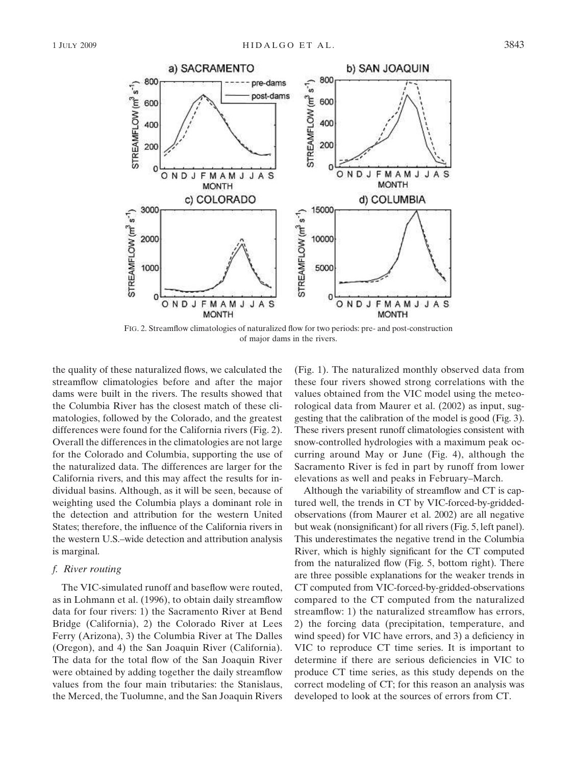FIG. 2. Streamflow climatologies of naturalized flow for two periods: pre- and post-construction of major dams in the rivers.

the quality of these naturalized flows, we calculated the streamflow climatologies before and after the major dams were built in the rivers. The results showed that the Columbia River has the closest match of these climatologies, followed by the Colorado, and the greatest differences were found for the California rivers (Fig. 2). Overall the differences in the climatologies are not large for the Colorado and Columbia, supporting the use of the naturalized data. The differences are larger for the California rivers, and this may affect the results for individual basins. Although, as it will be seen, because of weighting used the Columbia plays a dominant role in the detection and attribution for the western United States; therefore, the influence of the California rivers in the western U.S.–wide detection and attribution analysis is marginal.

### *f. River routing*

The VIC-simulated runoff and baseflow were routed, as in Lohmann et al. (1996), to obtain daily streamflow data for four rivers: 1) the Sacramento River at Bend Bridge (California), 2) the Colorado River at Lees Ferry (Arizona), 3) the Columbia River at The Dalles (Oregon), and 4) the San Joaquin River (California). The data for the total flow of the San Joaquin River were obtained by adding together the daily streamflow values from the four main tributaries: the Stanislaus, the Merced, the Tuolumne, and the San Joaquin Rivers (Fig. 1). The naturalized monthly observed data from these four rivers showed strong correlations with the values obtained from the VIC model using the meteorological data from Maurer et al. (2002) as input, suggesting that the calibration of the model is good (Fig. 3). These rivers present runoff climatologies consistent with snow-controlled hydrologies with a maximum peak occurring around May or June (Fig. 4), although the Sacramento River is fed in part by runoff from lower elevations as well and peaks in February–March.

Although the variability of streamflow and CT is captured well, the trends in CT by VIC-forced-by-gridded-observations (from Maurer et al. 2002) are all negative but weak (nonsignificant) for all rivers (Fig. 5, left panel). This underestimates the negative trend in the Columbia River, which is highly significant for the CT computed from the naturalized flow (Fig. 5, bottom right). There are three possible explanations for the weaker trends in CT computed from VIC-forced-by-gridded-observations compared to the CT computed from the naturalized streamflow: 1) the naturalized streamflow has errors, 2) the forcing data (precipitation, temperature, and wind speed) for VIC have errors, and 3) a deficiency in VIC to reproduce CT time series. It is important to determine if there are serious deficiencies in VIC to produce CT time series, as this study depends on the correct modeling of CT; for this reason an analysis was developed to look at the sources of errors from CT.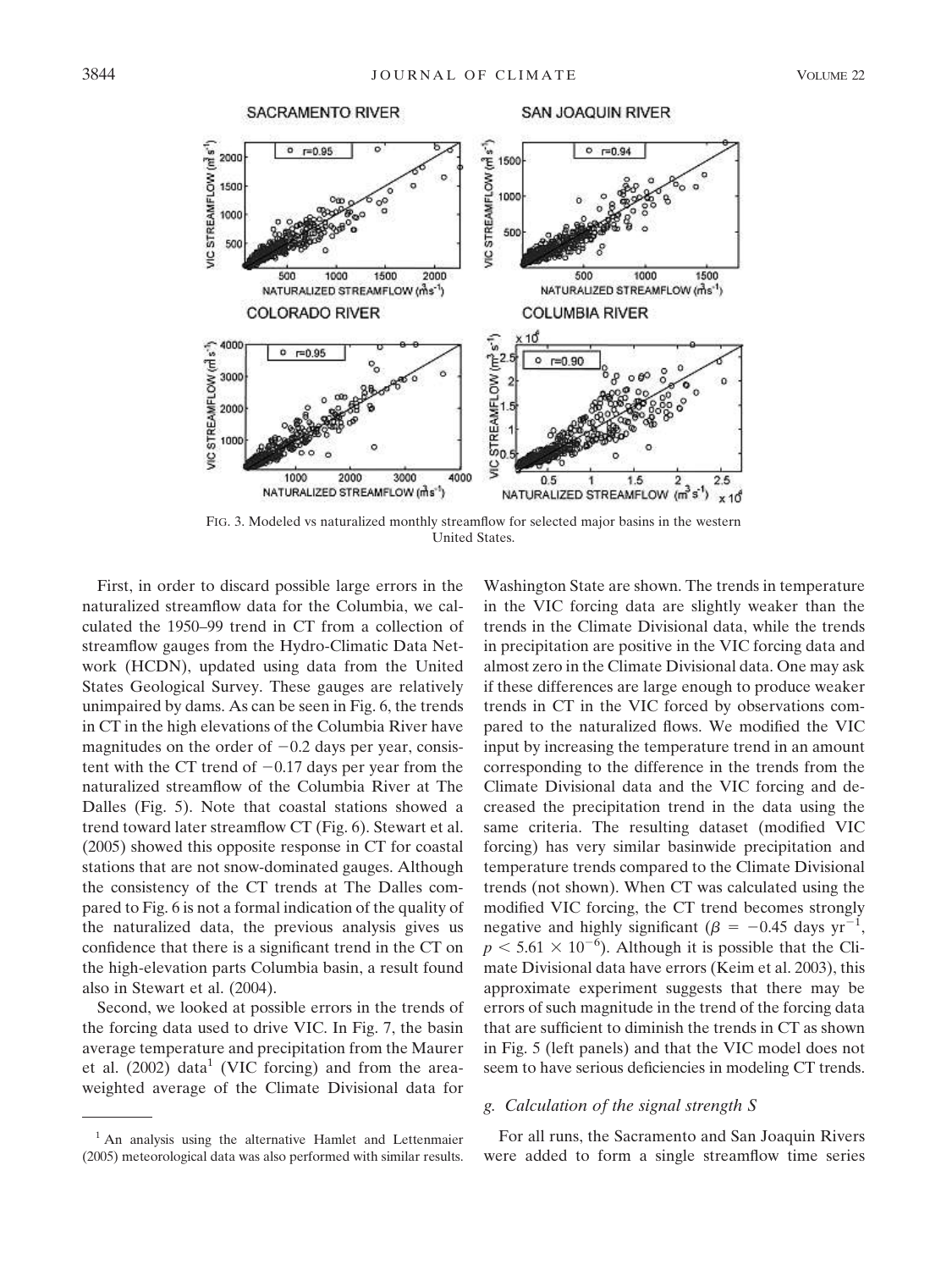FIG. 3. Modeled vs naturalized monthly streamflow for selected major basins in the western United States.

First, in order to discard possible large errors in the naturalized streamflow data for the Columbia, we calculated the 1950–99 trend in CT from a collection of streamflow gauges from the Hydro-Climatic Data Network (HCDN), updated using data from the United States Geological Survey. These gauges are relatively unimpaired by dams. As can be seen in Fig. 6, the trends in CT in the high elevations of the Columbia River have magnitudes on the order of −0.2 days per year, consistent with the CT trend of −0.17 days per year from the naturalized streamflow of the Columbia River at The Dalles (Fig. 5). Note that coastal stations showed a trend toward later streamflow CT (Fig. 6). Stewart et al. (2005) showed this opposite response in CT for coastal stations that are not snow-dominated gauges. Although the consistency of the CT trends at The Dalles compared to Fig. 6 is not a formal indication of the quality of the naturalized data, the previous analysis gives us confidence that there is a significant trend in the CT on the high-elevation parts Columbia basin, a result found also in Stewart et al. (2004).

Second, we looked at possible errors in the trends of the forcing data used to drive VIC. In Fig. 7, the basin average temperature and precipitation from the Maurer et al. (2002) data[1] (VIC forcing) and from the area-weighted average of the Climate Divisional data for Washington State are shown. The trends in temperature in the VIC forcing data are slightly weaker than the trends in the Climate Divisional data, while the trends in precipitation are positive in the VIC forcing data and almost zero in the Climate Divisional data. One may ask if these differences are large enough to produce weaker trends in CT in the VIC forced by observations compared to the naturalized flows. We modified the VIC input by increasing the temperature trend in an amount corresponding to the difference in the trends from the Climate Divisional data and the VIC forcing and decreased the precipitation trend in the data using the same criteria. The resulting dataset (modified VIC forcing) has very similar basinwide precipitation and temperature trends compared to the Climate Divisional trends (not shown). When CT was calculated using the modified VIC forcing, the CT trend becomes strongly negative and highly significant ($\beta = -0.45$ days $\text{yr}^{-1}$, $p < 5.61 \times 10^{-6}$). Although it is possible that the Climate Divisional data have errors (Keim et al. 2003), this approximate experiment suggests that there may be errors of such magnitude in the trend of the forcing data that are sufficient to diminish the trends in CT as shown in Fig. 5 (left panels) and that the VIC model does not seem to have serious deficiencies in modeling CT trends.

### *g. Calculation of the signal strength S*

For all runs, the Sacramento and San Joaquin Rivers were added to form a single streamflow time series

---

[1] An analysis using the alternative Hamlet and Lettenmaier (2005) meteorological data was also performed with similar results.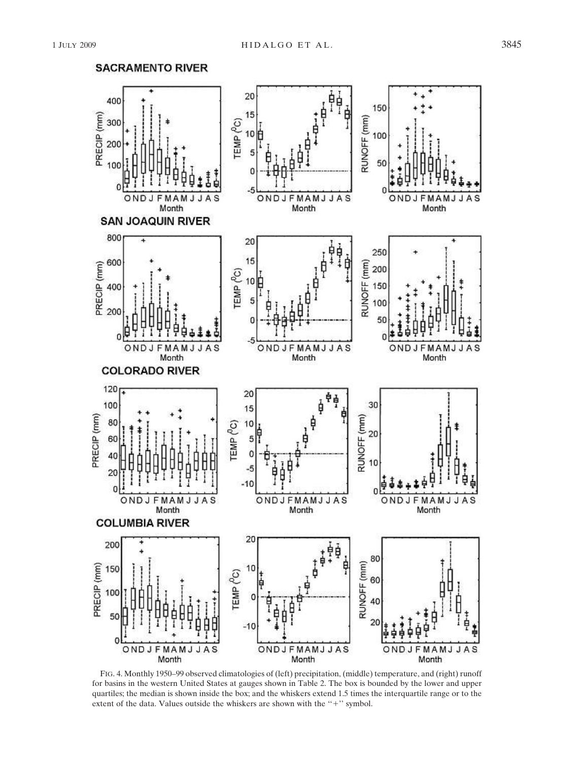FIG. 4. Monthly 1950–99 observed climatologies of (left) precipitation, (middle) temperature, and (right) runoff for basins in the western United States at gauges shown in Table 2. The box is bounded by the lower and upper quartiles; the median is shown inside the box; and the whiskers extend 1.5 times the interquartile range or to the extent of the data. Values outside the whiskers are shown with the "+" symbol.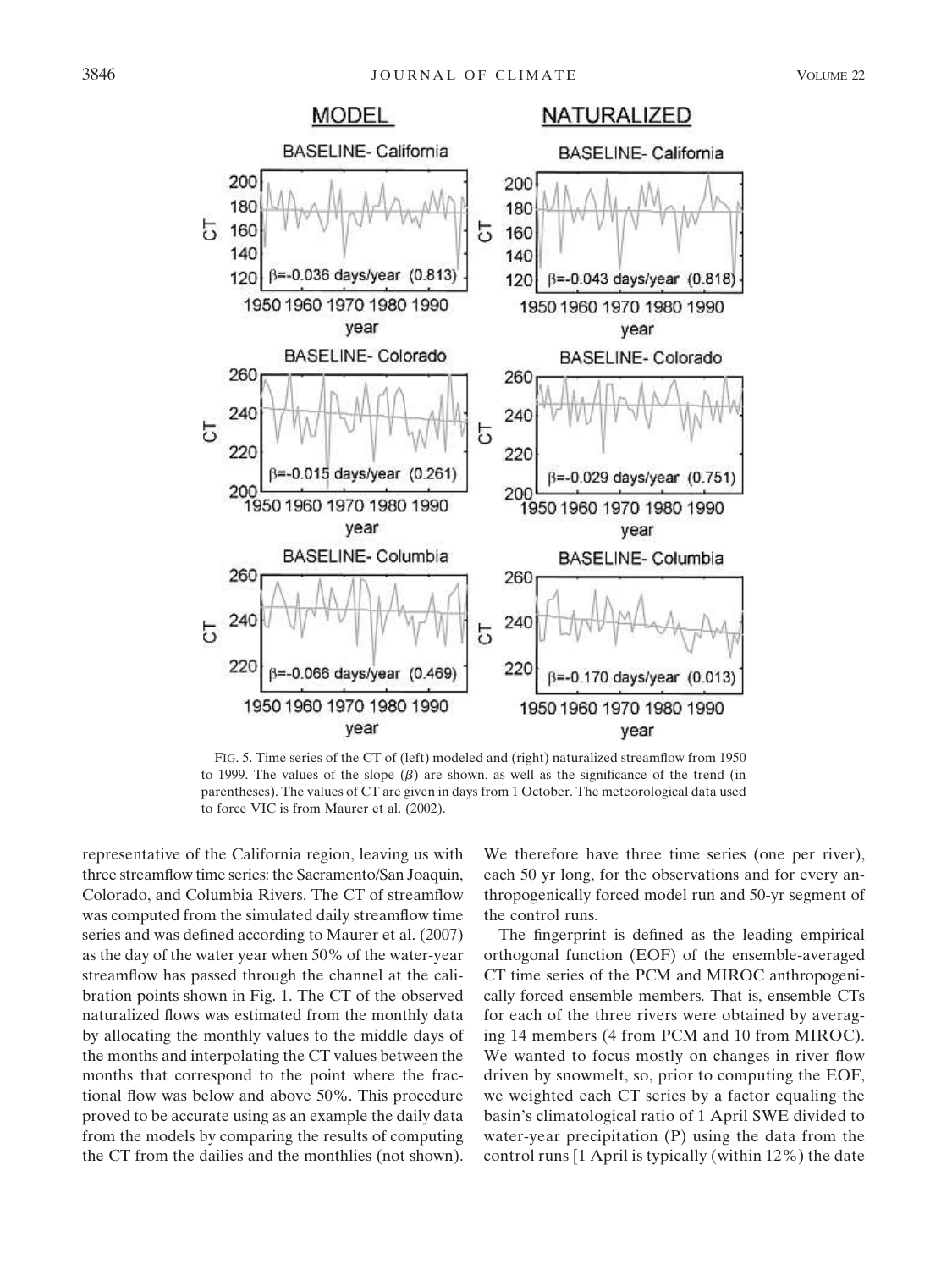FIG. 5. Time series of the CT of (left) modeled and (right) naturalized streamflow from 1950 to 1999. The values of the slope ($\beta$) are shown, as well as the significance of the trend (in parentheses). The values of CT are given in days from 1 October. The meteorological data used to force VIC is from Maurer et al. (2002).

representative of the California region, leaving us with three streamflow time series: the Sacramento/San Joaquin, Colorado, and Columbia Rivers. The CT of streamflow was computed from the simulated daily streamflow time series and was defined according to Maurer et al. (2007) as the day of the water year when 50% of the water-year streamflow has passed through the channel at the calibration points shown in Fig. 1. The CT of the observed naturalized flows was estimated from the monthly data by allocating the monthly values to the middle days of the months and interpolating the CT values between the months that correspond to the point where the fractional flow was below and above 50%. This procedure proved to be accurate using as an example the daily data from the models by comparing the results of computing the CT from the dailies and the monthlies (not shown).

We therefore have three time series (one per river), each 50 yr long, for the observations and for every anthropogenically forced model run and 50-yr segment of the control runs.

The fingerprint is defined as the leading empirical orthogonal function (EOF) of the ensemble-averaged CT time series of the PCM and MIROC anthropogenically forced ensemble members. That is, ensemble CTs for each of the three rivers were obtained by averaging 14 members (4 from PCM and 10 from MIROC). We wanted to focus mostly on changes in river flow driven by snowmelt, so, prior to computing the EOF, we weighted each CT series by a factor equaling the basin's climatological ratio of 1 April SWE divided to water-year precipitation (P) using the data from the control runs [1 April is typically (within 12%) the date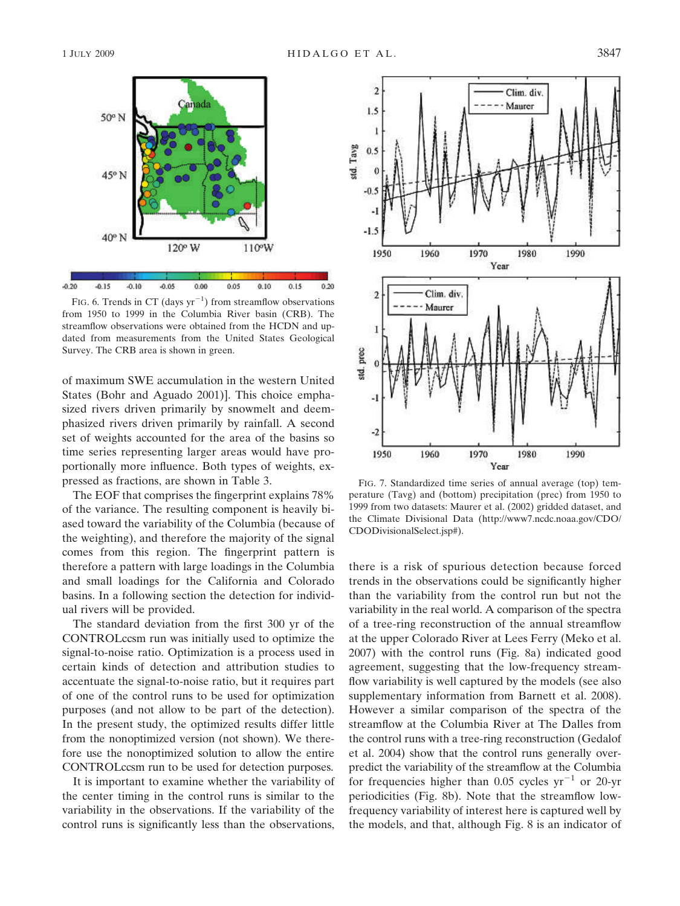FIG. 6. Trends in CT (days $yr^{-1}$) from streamflow observations from 1950 to 1999 in the Columbia River basin (CRB). The streamflow observations were obtained from the HCDN and updated from measurements from the United States Geological Survey. The CRB area is shown in green.

of maximum SWE accumulation in the western United States (Bohr and Aguado 2001)]. This choice emphasized rivers driven primarily by snowmelt and deemphasized rivers driven primarily by rainfall. A second set of weights accounted for the area of the basins so time series representing larger areas would have proportionally more influence. Both types of weights, expressed as fractions, are shown in Table 3.

The EOF that comprises the fingerprint explains 78% of the variance. The resulting component is heavily biased toward the variability of the Columbia (because of the weighting), and therefore the majority of the signal comes from this region. The fingerprint pattern is therefore a pattern with large loadings in the Columbia and small loadings for the California and Colorado basins. In a following section the detection for individual rivers will be provided.

The standard deviation from the first 300 yr of the CONTROLccsm run was initially used to optimize the signal-to-noise ratio. Optimization is a process used in certain kinds of detection and attribution studies to accentuate the signal-to-noise ratio, but it requires part of one of the control runs to be used for optimization purposes (and not allow to be part of the detection). In the present study, the optimized results differ little from the nonoptimized version (not shown). We therefore use the nonoptimized solution to allow the entire CONTROLccsm run to be used for detection purposes.

It is important to examine whether the variability of the center timing in the control runs is similar to the variability in the observations. If the variability of the control runs is significantly less than the observations,

FIG. 7. Standardized time series of annual average (top) temperature (Tavg) and (bottom) precipitation (prec) from 1950 to 1999 from two datasets: Maurer et al. (2002) gridded dataset, and the Climate Divisional Data (http://www7.ncdc.noaa.gov/CDO/CDODivisionalSelect.jsp#).

there is a risk of spurious detection because forced trends in the observations could be significantly higher than the variability from the control run but not the variability in the real world. A comparison of the spectra of a tree-ring reconstruction of the annual streamflow at the upper Colorado River at Lees Ferry (Meko et al. 2007) with the control runs (Fig. 8a) indicated good agreement, suggesting that the low-frequency streamflow variability is well captured by the models (see also supplementary information from Barnett et al. 2008). However a similar comparison of the spectra of the streamflow at the Columbia River at The Dalles from the control runs with a tree-ring reconstruction (Gedalof et al. 2004) show that the control runs generally overpredict the variability of the streamflow at the Columbia for frequencies higher than 0.05 cycles $yr^{-1}$ or 20-yr periodicities (Fig. 8b). Note that the streamflow low-frequency variability of interest here is captured well by the models, and that, although Fig. 8 is an indicator of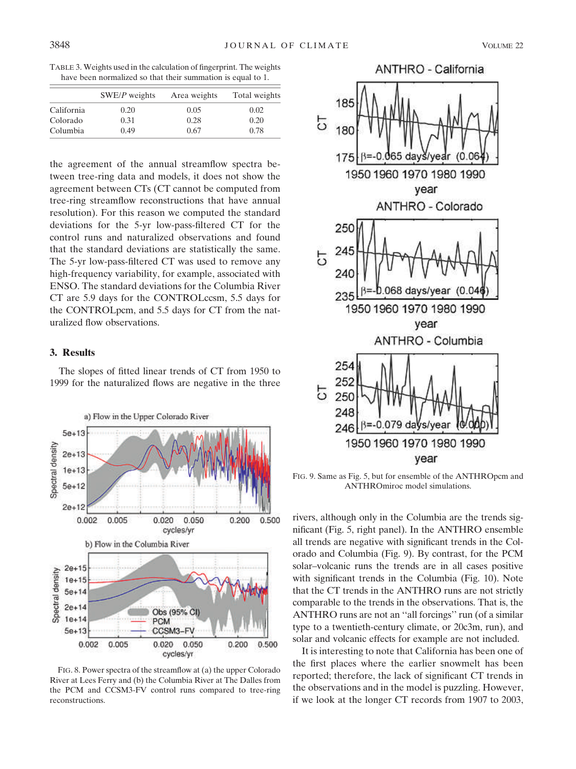TABLE 3. Weights used in the calculation of fingerprint. The weights have been normalized so that their summation is equal to 1.

| | SWE/*P* weights | Area weights | Total weights |
|---|---|---|---|
| California | 0.20 | 0.05 | 0.02 |
| Colorado | 0.31 | 0.28 | 0.20 |
| Columbia | 0.49 | 0.67 | 0.78 |

the agreement of the annual streamflow spectra between tree-ring data and models, it does not show the agreement between CTs (CT cannot be computed from tree-ring streamflow reconstructions that have annual resolution). For this reason we computed the standard deviations for the 5-yr low-pass-filtered CT for the control runs and naturalized observations and found that the standard deviations are statistically the same. The 5-yr low-pass-filtered CT was used to remove any high-frequency variability, for example, associated with ENSO. The standard deviations for the Columbia River CT are 5.9 days for the CONTROLccsm, 5.5 days for the CONTROLpcm, and 5.5 days for CT from the naturalized flow observations.

## 3. Results

The slopes of fitted linear trends of CT from 1950 to 1999 for the naturalized flows are negative in the three rivers, although only in the Columbia are the trends significant (Fig. 5, right panel). In the ANTHRO ensemble all trends are negative with significant trends in the Colorado and Columbia (Fig. 9). By contrast, for the PCM solar–volcanic runs the trends are in all cases positive with significant trends in the Columbia (Fig. 10). Note that the CT trends in the ANTHRO runs are not strictly comparable to the trends in the observations. That is, the ANTHRO runs are not an "all forcings" run (of a similar type to a twentieth-century climate, or 20c3m, run), and solar and volcanic effects for example are not included.

It is interesting to note that California has been one of the first places where the earlier snowmelt has been reported; therefore, the lack of significant CT trends in the observations and in the model is puzzling. However, if we look at the longer CT records from 1907 to 2003,

FIG. 8. Power spectra of the streamflow at (a) the upper Colorado River at Lees Ferry and (b) the Columbia River at The Dalles from the PCM and CCSM3-FV control runs compared to tree-ring reconstructions.

FIG. 9. Same as Fig. 5, but for ensemble of the ANTHROpcm and ANTHROmiroc model simulations.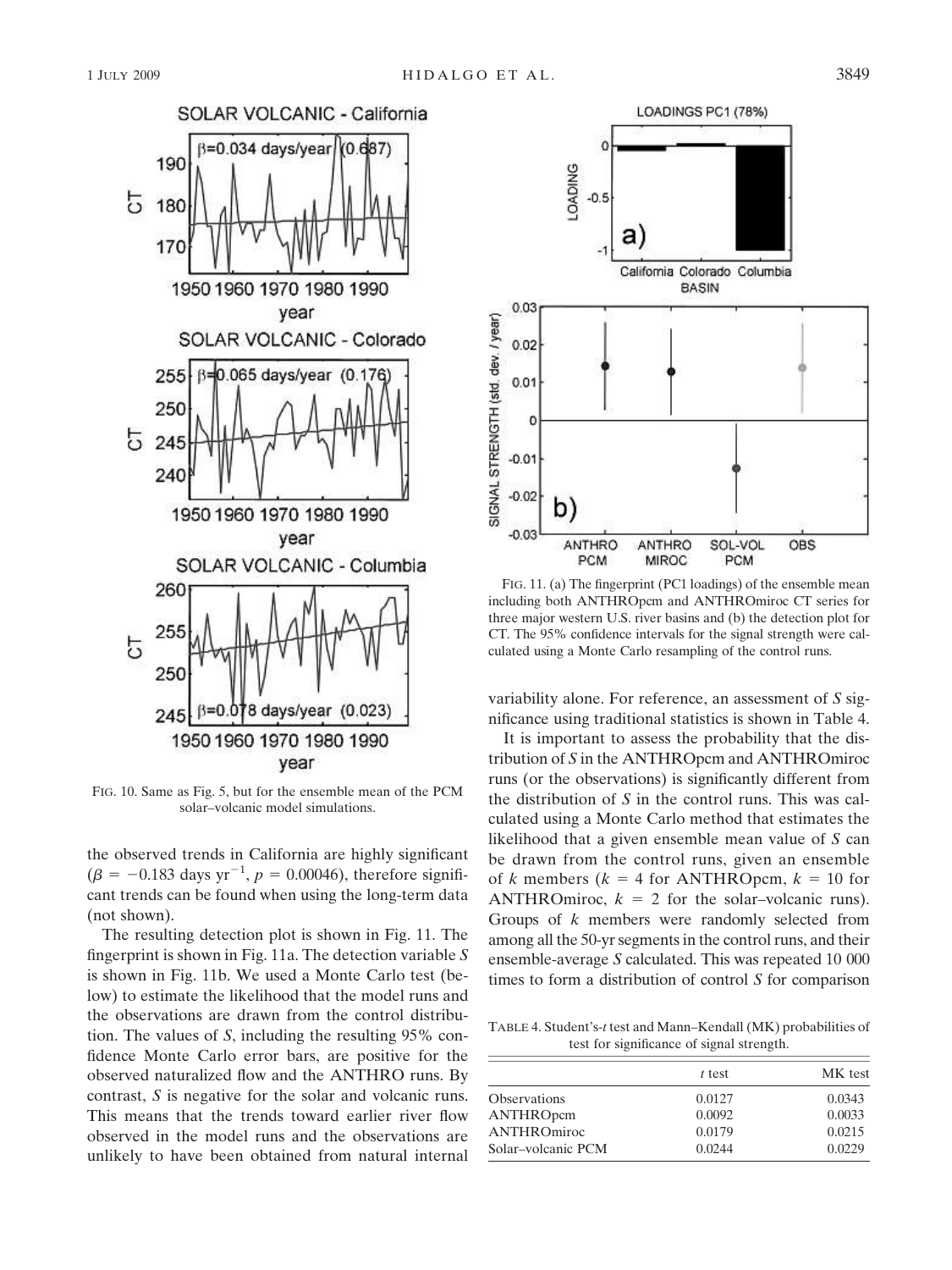FIG. 10. Same as Fig. 5, but for the ensemble mean of the PCM solar–volcanic model simulations.

FIG. 11. (a) The fingerprint (PC1 loadings) of the ensemble mean including both ANTHROpcm and ANTHROmiroc CT series for three major western U.S. river basins and (b) the detection plot for CT. The 95% confidence intervals for the signal strength were calculated using a Monte Carlo resampling of the control runs.

the observed trends in California are highly significant ($\beta = -0.183$ days yr$^{-1}$, $p = 0.00046$), therefore significant trends can be found when using the long-term data (not shown).

The resulting detection plot is shown in Fig. 11. The fingerprint is shown in Fig. 11a. The detection variable $S$ is shown in Fig. 11b. We used a Monte Carlo test (below) to estimate the likelihood that the model runs and the observations are drawn from the control distribution. The values of $S$, including the resulting 95% confidence Monte Carlo error bars, are positive for the observed naturalized flow and the ANTHRO runs. By contrast, $S$ is negative for the solar and volcanic runs. This means that the trends toward earlier river flow observed in the model runs and the observations are unlikely to have been obtained from natural internal variability alone. For reference, an assessment of $S$ significance using traditional statistics is shown in Table 4.

It is important to assess the probability that the distribution of $S$ in the ANTHROpcm and ANTHROmiroc runs (or the observations) is significantly different from the distribution of $S$ in the control runs. This was calculated using a Monte Carlo method that estimates the likelihood that a given ensemble mean value of $S$ can be drawn from the control runs, given an ensemble of $k$ members ($k = 4$ for ANTHROpcm, $k = 10$ for ANTHROmiroc, $k = 2$ for the solar–volcanic runs). Groups of $k$ members were randomly selected from among all the 50-yr segments in the control runs, and their ensemble-average $S$ calculated. This was repeated 10 000 times to form a distribution of control $S$ for comparison

TABLE 4. Student's-$t$ test and Mann–Kendall (MK) probabilities of test for significance of signal strength.

| | $t$ test | MK test |
|---|---|---|
| Observations | 0.0127 | 0.0343 |
| ANTHROpcm | 0.0092 | 0.0033 |
| ANTHROmiroc | 0.0179 | 0.0215 |
| Solar–volcanic PCM | 0.0244 | 0.0229 |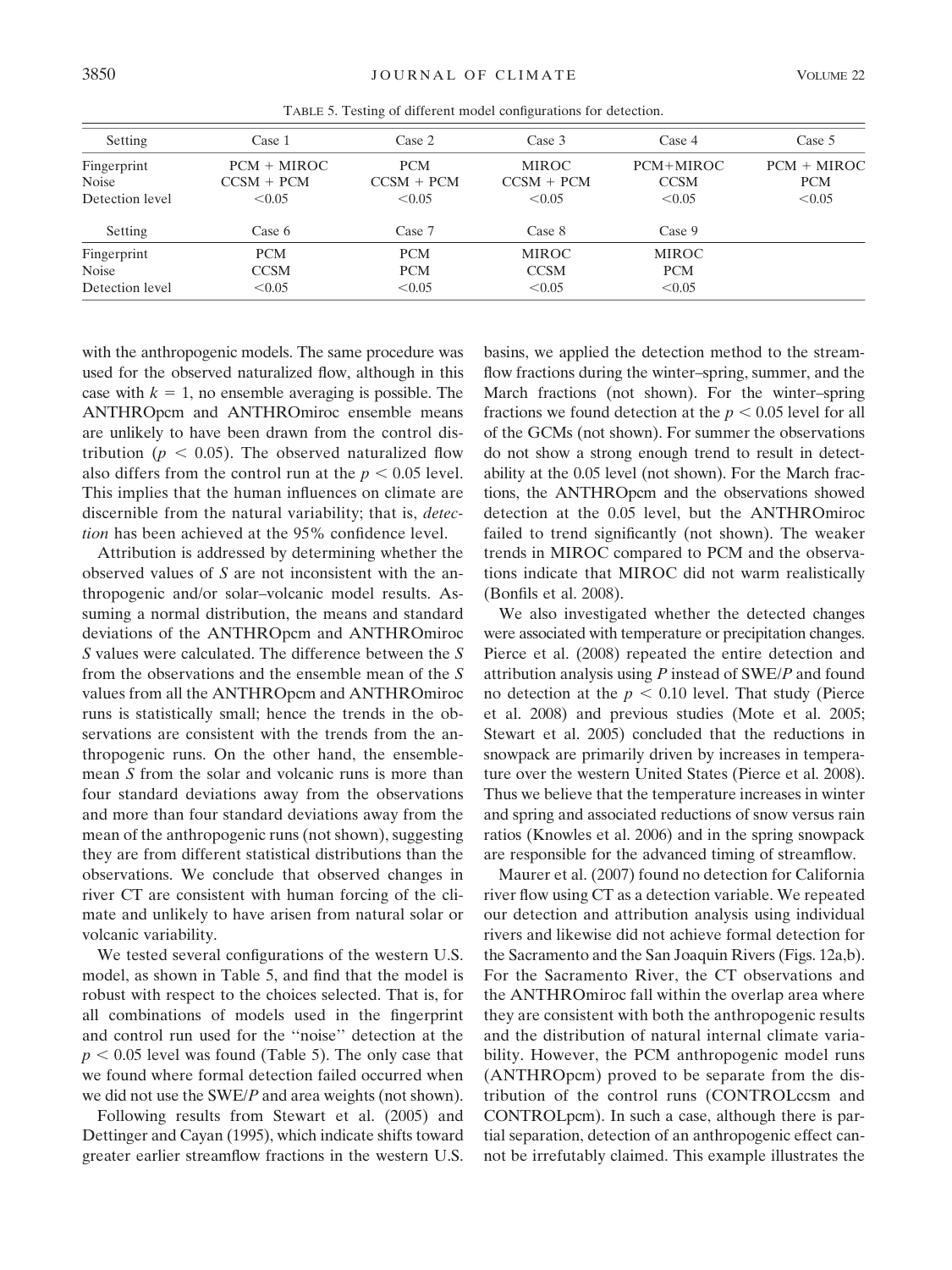TABLE 5. Testing of different model configurations for detection.

| Setting | Case 1 | Case 2 | Case 3 | Case 4 | Case 5 |
|---|---|---|---|---|---|
| Fingerprint | PCM + MIROC | PCM | MIROC | PCM+MIROC | PCM + MIROC |
| Noise | CCSM + PCM | CCSM + PCM | CCSM + PCM | CCSM | PCM |
| Detection level | <0.05 | <0.05 | <0.05 | <0.05 | <0.05 |
| **Setting** | **Case 6** | **Case 7** | **Case 8** | **Case 9** | |
| Fingerprint | PCM | PCM | MIROC | MIROC | |
| Noise | CCSM | PCM | CCSM | PCM | |
| Detection level | <0.05 | <0.05 | <0.05 | <0.05 | |

with the anthropogenic models. The same procedure was used for the observed naturalized flow, although in this case with $k = 1$, no ensemble averaging is possible. The ANTHROpcm and ANTHROmiroc ensemble means are unlikely to have been drawn from the control distribution ($p < 0.05$). The observed naturalized flow also differs from the control run at the $p < 0.05$ level. This implies that the human influences on climate are discernible from the natural variability; that is, *detection* has been achieved at the 95% confidence level.

Attribution is addressed by determining whether the observed values of $S$ are not inconsistent with the anthropogenic and/or solar–volcanic model results. Assuming a normal distribution, the means and standard deviations of the ANTHROpcm and ANTHROmiroc $S$ values were calculated. The difference between the $S$ from the observations and the ensemble mean of the $S$ values from all the ANTHROpcm and ANTHROmiroc runs is statistically small; hence the trends in the observations are consistent with the trends from the anthropogenic runs. On the other hand, the ensemble-mean $S$ from the solar and volcanic runs is more than four standard deviations away from the observations and more than four standard deviations away from the mean of the anthropogenic runs (not shown), suggesting they are from different statistical distributions than the observations. We conclude that observed changes in river CT are consistent with human forcing of the climate and unlikely to have arisen from natural solar or volcanic variability.

We tested several configurations of the western U.S. model, as shown in Table 5, and find that the model is robust with respect to the choices selected. That is, for all combinations of models used in the fingerprint and control run used for the "noise" detection at the $p < 0.05$ level was found (Table 5). The only case that we found where formal detection failed occurred when we did not use the SWE/$P$ and area weights (not shown).

Following results from Stewart et al. (2005) and Dettinger and Cayan (1995), which indicate shifts toward greater earlier streamflow fractions in the western U.S. basins, we applied the detection method to the streamflow fractions during the winter–spring, summer, and the March fractions (not shown). For the winter–spring fractions we found detection at the $p < 0.05$ level for all of the GCMs (not shown). For summer the observations do not show a strong enough trend to result in detectability at the 0.05 level (not shown). For the March fractions, the ANTHROpcm and the observations showed detection at the 0.05 level, but the ANTHROmiroc failed to trend significantly (not shown). The weaker trends in MIROC compared to PCM and the observations indicate that MIROC did not warm realistically (Bonfils et al. 2008).

We also investigated whether the detected changes were associated with temperature or precipitation changes. Pierce et al. (2008) repeated the entire detection and attribution analysis using $P$ instead of SWE/$P$ and found no detection at the $p < 0.10$ level. That study (Pierce et al. 2008) and previous studies (Mote et al. 2005; Stewart et al. 2005) concluded that the reductions in snowpack are primarily driven by increases in temperature over the western United States (Pierce et al. 2008). Thus we believe that the temperature increases in winter and spring and associated reductions of snow versus rain ratios (Knowles et al. 2006) and in the spring snowpack are responsible for the advanced timing of streamflow.

Maurer et al. (2007) found no detection for California river flow using CT as a detection variable. We repeated our detection and attribution analysis using individual rivers and likewise did not achieve formal detection for the Sacramento and the San Joaquin Rivers (Figs. 12a,b). For the Sacramento River, the CT observations and the ANTHROmiroc fall within the overlap area where they are consistent with both the anthropogenic results and the distribution of natural internal climate variability. However, the PCM anthropogenic model runs (ANTHROpcm) proved to be separate from the distribution of the control runs (CONTROLccsm and CONTROLpcm). In such a case, although there is partial separation, detection of an anthropogenic effect cannot be irrefutably claimed. This example illustrates the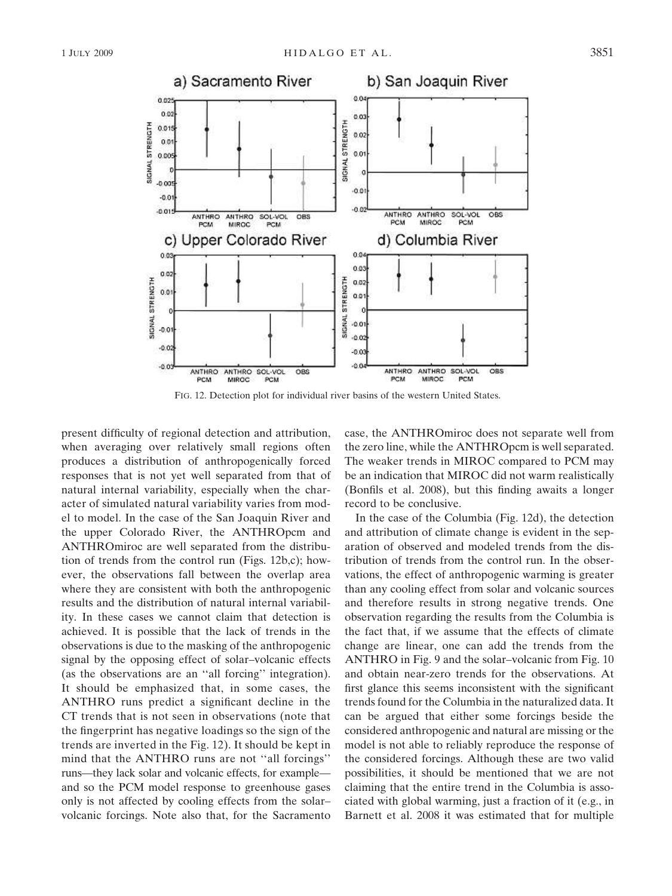a) Sacramento River

SIGNAL STRENGTH

0.025
0.02
0.015
0.01
0.005
0
-0.005
-0.01
-0.015

ANTHRO PCM
ANTHRO MIROC
SOL-VOL PCM
OBS

b) San Joaquin River

SIGNAL STRENGTH

0.04
0.03
0.02
0.01
0
-0.01
-0.02

ANTHRO PCM
ANTHRO MIROC
SOL-VOL PCM
OBS

c) Upper Colorado River

SIGNAL STRENGTH

0.03
0.02
0.01
0
-0.01
-0.02
-0.03

ANTHRO PCM
ANTHRO MIROC
SOL-VOL PCM
OBS

d) Columbia River

SIGNAL STRENGTH

0.04
0.03
0.02
0.01
0
-0.01
-0.02
-0.03
-0.04

ANTHRO PCM
ANTHRO MIROC
SOL-VOL PCM
OBS

FIG. 12. Detection plot for individual river basins of the western United States.

present difficulty of regional detection and attribution, when averaging over relatively small regions often produces a distribution of anthropogenically forced responses that is not yet well separated from that of natural internal variability, especially when the character of simulated natural variability varies from model to model. In the case of the San Joaquin River and the upper Colorado River, the ANTHROpcm and ANTHROmiroc are well separated from the distribution of trends from the control run (Figs. 12b,c); however, the observations fall between the overlap area where they are consistent with both the anthropogenic results and the distribution of natural internal variability. In these cases we cannot claim that detection is achieved. It is possible that the lack of trends in the observations is due to the masking of the anthropogenic signal by the opposing effect of solar–volcanic effects (as the observations are an ''all forcing'' integration). It should be emphasized that, in some cases, the ANTHRO runs predict a significant decline in the CT trends that is not seen in observations (note that the fingerprint has negative loadings so the sign of the trends are inverted in the Fig. 12). It should be kept in mind that the ANTHRO runs are not ''all forcings'' runs—they lack solar and volcanic effects, for example—and so the PCM model response to greenhouse gases only is not affected by cooling effects from the solar–volcanic forcings. Note also that, for the Sacramento case, the ANTHROmiroc does not separate well from the zero line, while the ANTHROpcm is well separated. The weaker trends in MIROC compared to PCM may be an indication that MIROC did not warm realistically (Bonfils et al. 2008), but this finding awaits a longer record to be conclusive.

In the case of the Columbia (Fig. 12d), the detection and attribution of climate change is evident in the separation of observed and modeled trends from the distribution of trends from the control run. In the observations, the effect of anthropogenic warming is greater than any cooling effect from solar and volcanic sources and therefore results in strong negative trends. One observation regarding the results from the Columbia is the fact that, if we assume that the effects of climate change are linear, one can add the trends from the ANTHRO in Fig. 9 and the solar–volcanic from Fig. 10 and obtain near-zero trends for the observations. At first glance this seems inconsistent with the significant trends found for the Columbia in the naturalized data. It can be argued that either some forcings beside the considered anthropogenic and natural are missing or the model is not able to reliably reproduce the response of the considered forcings. Although these are two valid possibilities, it should be mentioned that we are not claiming that the entire trend in the Columbia is associated with global warming, just a fraction of it (e.g., in Barnett et al. 2008 it was estimated that for multiple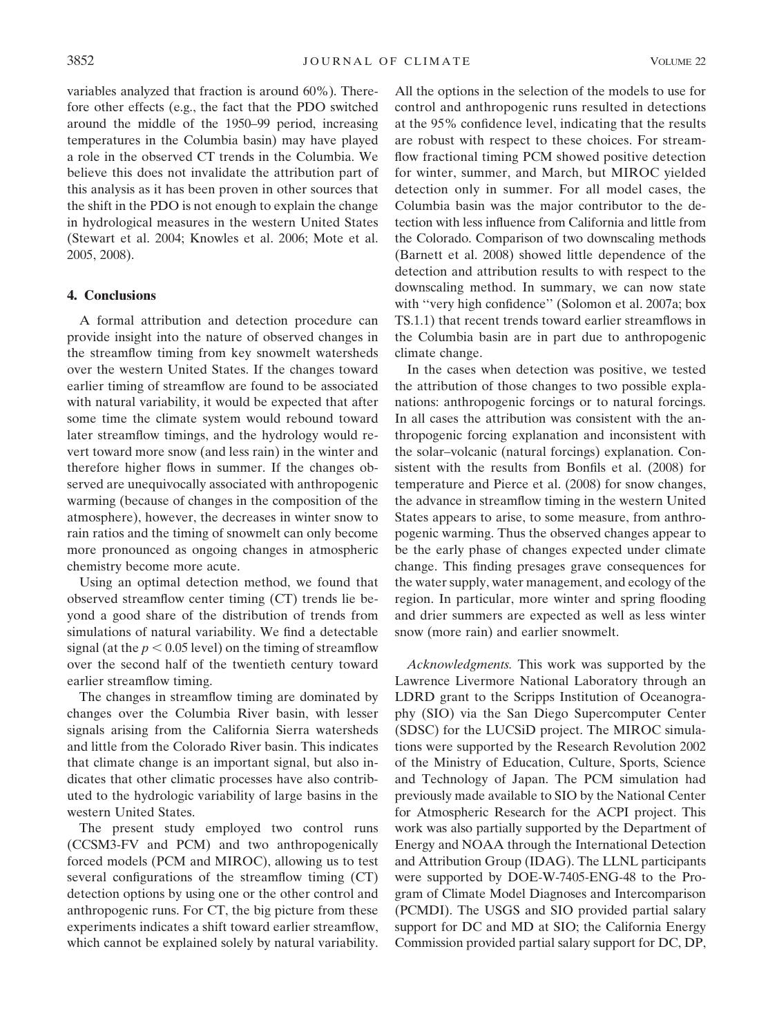variables analyzed that fraction is around 60%). Therefore other effects (e.g., the fact that the PDO switched around the middle of the 1950–99 period, increasing temperatures in the Columbia basin) may have played a role in the observed CT trends in the Columbia. We believe this does not invalidate the attribution part of this analysis as it has been proven in other sources that the shift in the PDO is not enough to explain the change in hydrological measures in the western United States (Stewart et al. 2004; Knowles et al. 2006; Mote et al. 2005, 2008).

## 4. Conclusions

A formal attribution and detection procedure can provide insight into the nature of observed changes in the streamflow timing from key snowmelt watersheds over the western United States. If the changes toward earlier timing of streamflow are found to be associated with natural variability, it would be expected that after some time the climate system would rebound toward later streamflow timings, and the hydrology would revert toward more snow (and less rain) in the winter and therefore higher flows in summer. If the changes observed are unequivocally associated with anthropogenic warming (because of changes in the composition of the atmosphere), however, the decreases in winter snow to rain ratios and the timing of snowmelt can only become more pronounced as ongoing changes in atmospheric chemistry become more acute.

Using an optimal detection method, we found that observed streamflow center timing (CT) trends lie beyond a good share of the distribution of trends from simulations of natural variability. We find a detectable signal (at the $p < 0.05$ level) on the timing of streamflow over the second half of the twentieth century toward earlier streamflow timing.

The changes in streamflow timing are dominated by changes over the Columbia River basin, with lesser signals arising from the California Sierra watersheds and little from the Colorado River basin. This indicates that climate change is an important signal, but also indicates that other climatic processes have also contributed to the hydrologic variability of large basins in the western United States.

The present study employed two control runs (CCSM3-FV and PCM) and two anthropogenically forced models (PCM and MIROC), allowing us to test several configurations of the streamflow timing (CT) detection options by using one or the other control and anthropogenic runs. For CT, the big picture from these experiments indicates a shift toward earlier streamflow, which cannot be explained solely by natural variability. All the options in the selection of the models to use for control and anthropogenic runs resulted in detections at the 95% confidence level, indicating that the results are robust with respect to these choices. For streamflow fractional timing PCM showed positive detection for winter, summer, and March, but MIROC yielded detection only in summer. For all model cases, the Columbia basin was the major contributor to the detection with less influence from California and little from the Colorado. Comparison of two downscaling methods (Barnett et al. 2008) showed little dependence of the detection and attribution results to with respect to the downscaling method. In summary, we can now state with "very high confidence" (Solomon et al. 2007a; box TS.1.1) that recent trends toward earlier streamflows in the Columbia basin are in part due to anthropogenic climate change.

In the cases when detection was positive, we tested the attribution of those changes to two possible explanations: anthropogenic forcings or to natural forcings. In all cases the attribution was consistent with the anthropogenic forcing explanation and inconsistent with the solar–volcanic (natural forcings) explanation. Consistent with the results from Bonfils et al. (2008) for temperature and Pierce et al. (2008) for snow changes, the advance in streamflow timing in the western United States appears to arise, to some measure, from anthropogenic warming. Thus the observed changes appear to be the early phase of changes expected under climate change. This finding presages grave consequences for the water supply, water management, and ecology of the region. In particular, more winter and spring flooding and drier summers are expected as well as less winter snow (more rain) and earlier snowmelt.

*Acknowledgments.* This work was supported by the Lawrence Livermore National Laboratory through an LDRD grant to the Scripps Institution of Oceanography (SIO) via the San Diego Supercomputer Center (SDSC) for the LUCSiD project. The MIROC simulations were supported by the Research Revolution 2002 of the Ministry of Education, Culture, Sports, Science and Technology of Japan. The PCM simulation had previously made available to SIO by the National Center for Atmospheric Research for the ACPI project. This work was also partially supported by the Department of Energy and NOAA through the International Detection and Attribution Group (IDAG). The LLNL participants were supported by DOE-W-7405-ENG-48 to the Program of Climate Model Diagnoses and Intercomparison (PCMDI). The USGS and SIO provided partial salary support for DC and MD at SIO; the California Energy Commission provided partial salary support for DC, DP,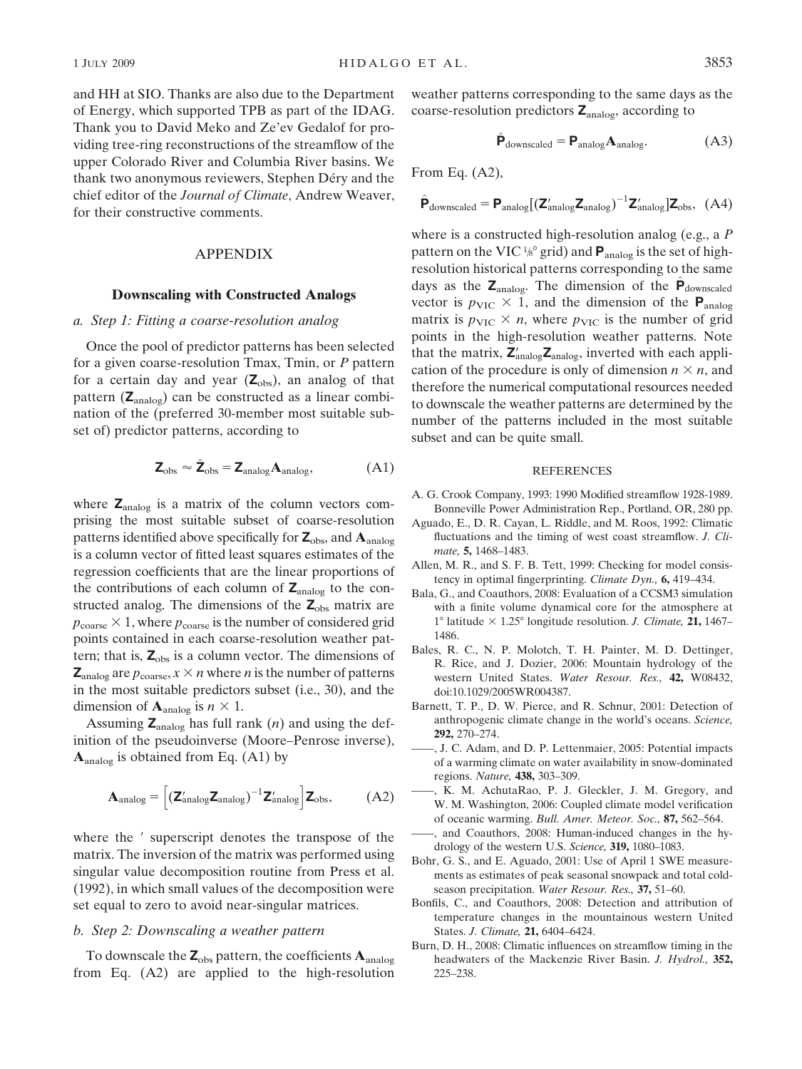and HH at SIO. Thanks are also due to the Department of Energy, which supported TPB as part of the IDAG. Thank you to David Meko and Ze'ev Gedalof for providing tree-ring reconstructions of the streamflow of the upper Colorado River and Columbia River basins. We thank two anonymous reviewers, Stephen Déry and the chief editor of the *Journal of Climate*, Andrew Weaver, for their constructive comments.

## APPENDIX

### Downscaling with Constructed Analogs

#### *a. Step 1: Fitting a coarse-resolution analog*

Once the pool of predictor patterns has been selected for a given coarse-resolution Tmax, Tmin, or *P* pattern for a certain day and year ($\mathbf{Z}_{\text{obs}}$), an analog of that pattern ($\mathbf{Z}_{\text{analog}}$) can be constructed as a linear combination of the (preferred 30-member most suitable subset of) predictor patterns, according to

$$\mathbf{Z}_{\text{obs}} \approx \hat{\mathbf{Z}}_{\text{obs}} = \mathbf{Z}_{\text{analog}}\mathbf{A}_{\text{analog}}, \tag{A1}$$

where $\mathbf{Z}_{\text{analog}}$ is a matrix of the column vectors comprising the most suitable subset of coarse-resolution patterns identified above specifically for $\mathbf{Z}_{\text{obs}}$, and $\mathbf{A}_{\text{analog}}$ is a column vector of fitted least squares estimates of the regression coefficients that are the linear proportions of the contributions of each column of $\mathbf{Z}_{\text{analog}}$ to the constructed analog. The dimensions of the $\mathbf{Z}_{\text{obs}}$ matrix are $p_{\text{coarse}} \times 1$, where $p_{\text{coarse}}$ is the number of considered grid points contained in each coarse-resolution weather pattern; that is, $\mathbf{Z}_{\text{obs}}$ is a column vector. The dimensions of $\mathbf{Z}_{\text{analog}}$ are $p_{\text{coarse}}, x \times n$ where $n$ is the number of patterns in the most suitable predictors subset (i.e., 30), and the dimension of $\mathbf{A}_{\text{analog}}$ is $n \times 1$.

Assuming $\mathbf{Z}_{\text{analog}}$ has full rank ($n$) and using the definition of the pseudoinverse (Moore–Penrose inverse), $\mathbf{A}_{\text{analog}}$ is obtained from Eq. (A1) by

$$\mathbf{A}_{\text{analog}} = \left[(\mathbf{Z}'_{\text{analog}}\mathbf{Z}_{\text{analog}})^{-1}\mathbf{Z}'_{\text{analog}}\right]\mathbf{Z}_{\text{obs}}, \tag{A2}$$

where the $'$ superscript denotes the transpose of the matrix. The inversion of the matrix was performed using singular value decomposition routine from Press et al. (1992), in which small values of the decomposition were set equal to zero to avoid near-singular matrices.

#### *b. Step 2: Downscaling a weather pattern*

To downscale the $\mathbf{Z}_{\text{obs}}$ pattern, the coefficients $\mathbf{A}_{\text{analog}}$ from Eq. (A2) are applied to the high-resolution weather patterns corresponding to the same days as the coarse-resolution predictors $\mathbf{Z}_{\text{analog}}$, according to

$$\hat{\mathbf{P}}_{\text{downscaled}} = \mathbf{P}_{\text{analog}}\mathbf{A}_{\text{analog}}. \tag{A3}$$

From Eq. (A2),

$$\hat{\mathbf{P}}_{\text{downscaled}} = \mathbf{P}_{\text{analog}}[(\mathbf{Z}'_{\text{analog}}\mathbf{Z}_{\text{analog}})^{-1}\mathbf{Z}'_{\text{analog}}]\mathbf{Z}_{\text{obs}}, \tag{A4}$$

where is a constructed high-resolution analog (e.g., a *P* pattern on the VIC $\frac{1}{8}°$ grid) and $\mathbf{P}_{\text{analog}}$ is the set of high-resolution historical patterns corresponding to the same days as the $\mathbf{Z}_{\text{analog}}$. The dimension of the $\hat{\mathbf{P}}_{\text{downscaled}}$ vector is $p_{\text{VIC}} \times 1$, and the dimension of the $\mathbf{P}_{\text{analog}}$ matrix is $p_{\text{VIC}} \times n$, where $p_{\text{VIC}}$ is the number of grid points in the high-resolution weather patterns. Note that the matrix, $\mathbf{Z}'_{\text{analog}}\mathbf{Z}_{\text{analog}}$, inverted with each application of the procedure is only of dimension $n \times n$, and therefore the numerical computational resources needed to downscale the weather patterns are determined by the number of the patterns included in the most suitable subset and can be quite small.

## REFERENCES

A. G. Crook Company, 1993: 1990 Modified streamflow 1928-1989. Bonneville Power Administration Rep., Portland, OR, 280 pp.

Aguado, E., D. R. Cayan, L. Riddle, and M. Roos, 1992: Climatic fluctuations and the timing of west coast streamflow. *J. Climate,* **5,** 1468–1483.

Allen, M. R., and S. F. B. Tett, 1999: Checking for model consistency in optimal fingerprinting. *Climate Dyn.,* **6,** 419–434.

Bala, G., and Coauthors, 2008: Evaluation of a CCSM3 simulation with a finite volume dynamical core for the atmosphere at 1° latitude × 1.25° longitude resolution. *J. Climate,* **21,** 1467–1486.

Bales, R. C., N. P. Molotch, T. H. Painter, M. D. Dettinger, R. Rice, and J. Dozier, 2006: Mountain hydrology of the western United States. *Water Resour. Res.,* **42,** W08432, doi:10.1029/2005WR004387.

Barnett, T. P., D. W. Pierce, and R. Schnur, 2001: Detection of anthropogenic climate change in the world's oceans. *Science,* **292,** 270–274.

——, J. C. Adam, and D. P. Lettenmaier, 2005: Potential impacts of a warming climate on water availability in snow-dominated regions. *Nature,* **438,** 303–309.

——, K. M. AchutaRao, P. J. Gleckler, J. M. Gregory, and W. M. Washington, 2006: Coupled climate model verification of oceanic warming. *Bull. Amer. Meteor. Soc.,* **87,** 562–564.

——, and Coauthors, 2008: Human-induced changes in the hydrology of the western U.S. *Science,* **319,** 1080–1083.

Bohr, G. S., and E. Aguado, 2001: Use of April 1 SWE measurements as estimates of peak seasonal snowpack and total cold-season precipitation. *Water Resour. Res.,* **37,** 51–60.

Bonfils, C., and Coauthors, 2008: Detection and attribution of temperature changes in the mountainous western United States. *J. Climate,* **21,** 6404–6424.

Burn, D. H., 2008: Climatic influences on streamflow timing in the headwaters of the Mackenzie River Basin. *J. Hydrol.,* **352,** 225–238.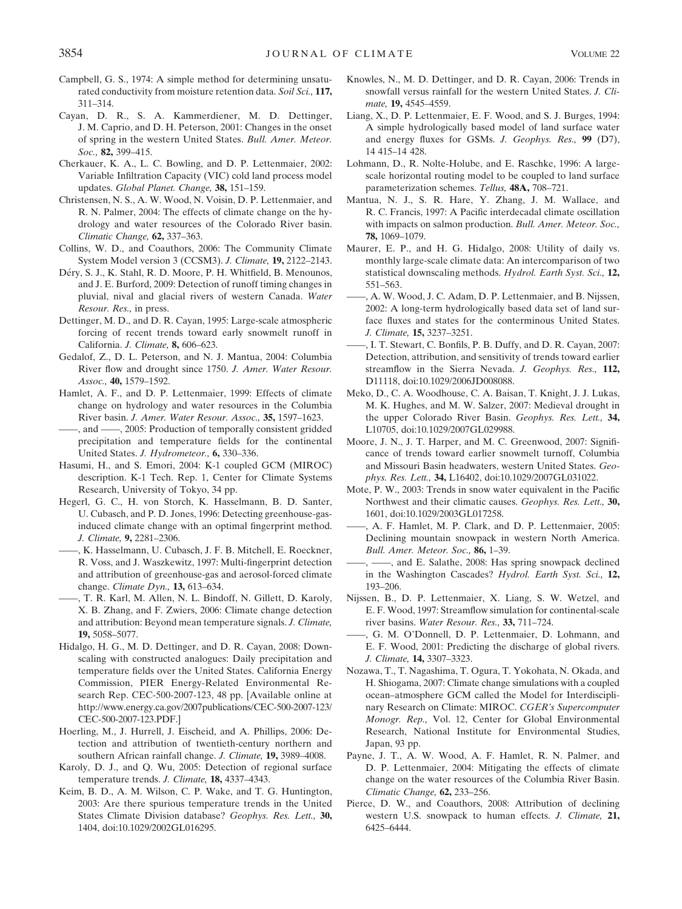Campbell, G. S., 1974: A simple method for determining unsaturated conductivity from moisture retention data. *Soil Sci.,* **117,** 311–314.

Cayan, D. R., S. A. Kammerdiener, M. D. Dettinger, J. M. Caprio, and D. H. Peterson, 2001: Changes in the onset of spring in the western United States. *Bull. Amer. Meteor. Soc.,* **82,** 399–415.

Cherkauer, K. A., L. C. Bowling, and D. P. Lettenmaier, 2002: Variable Infiltration Capacity (VIC) cold land process model updates. *Global Planet. Change,* **38,** 151–159.

Christensen, N. S., A. W. Wood, N. Voisin, D. P. Lettenmaier, and R. N. Palmer, 2004: The effects of climate change on the hydrology and water resources of the Colorado River basin. *Climatic Change,* **62,** 337–363.

Collins, W. D., and Coauthors, 2006: The Community Climate System Model version 3 (CCSM3). *J. Climate,* **19,** 2122–2143.

Déry, S. J., K. Stahl, R. D. Moore, P. H. Whitfield, B. Menounos, and J. E. Burford, 2009: Detection of runoff timing changes in pluvial, nival and glacial rivers of western Canada. *Water Resour. Res.,* in press.

Dettinger, M. D., and D. R. Cayan, 1995: Large-scale atmospheric forcing of recent trends toward early snowmelt runoff in California. *J. Climate,* **8,** 606–623.

Gedalof, Z., D. L. Peterson, and N. J. Mantua, 2004: Columbia River flow and drought since 1750. *J. Amer. Water Resour. Assoc.,* **40,** 1579–1592.

Hamlet, A. F., and D. P. Lettenmaier, 1999: Effects of climate change on hydrology and water resources in the Columbia River basin. *J. Amer. Water Resour. Assoc.,* **35,** 1597–1623.

——, and ——, 2005: Production of temporally consistent gridded precipitation and temperature fields for the continental United States. *J. Hydrometeor.,* **6,** 330–336.

Hasumi, H., and S. Emori, 2004: K-1 coupled GCM (MIROC) description. K-1 Tech. Rep. 1, Center for Climate Systems Research, University of Tokyo, 34 pp.

Hegerl, G. C., H. von Storch, K. Hasselmann, B. D. Santer, U. Cubasch, and P. D. Jones, 1996: Detecting greenhouse-gas-induced climate change with an optimal fingerprint method. *J. Climate,* **9,** 2281–2306.

——, K. Hasselmann, U. Cubasch, J. F. B. Mitchell, E. Roeckner, R. Voss, and J. Waszkewitz, 1997: Multi-fingerprint detection and attribution of greenhouse-gas and aerosol-forced climate change. *Climate Dyn.,* **13,** 613–634.

——, T. R. Karl, M. Allen, N. L. Bindoff, N. Gillett, D. Karoly, X. B. Zhang, and F. Zwiers, 2006: Climate change detection and attribution: Beyond mean temperature signals. *J. Climate,* **19,** 5058–5077.

Hidalgo, H. G., M. D. Dettinger, and D. R. Cayan, 2008: Downscaling with constructed analogues: Daily precipitation and temperature fields over the United States. California Energy Commission, PIER Energy-Related Environmental Research Rep. CEC-500-2007-123, 48 pp. [Available online at http://www.energy.ca.gov/2007publications/CEC-500-2007-123/CEC-500-2007-123.PDF.]

Hoerling, M., J. Hurrell, J. Eischeid, and A. Phillips, 2006: Detection and attribution of twentieth-century northern and southern African rainfall change. *J. Climate,* **19,** 3989–4008.

Karoly, D. J., and Q. Wu, 2005: Detection of regional surface temperature trends. *J. Climate,* **18,** 4337–4343.

Keim, B. D., A. M. Wilson, C. P. Wake, and T. G. Huntington, 2003: Are there spurious temperature trends in the United States Climate Division database? *Geophys. Res. Lett.,* **30,** 1404, doi:10.1029/2002GL016295.

Knowles, N., M. D. Dettinger, and D. R. Cayan, 2006: Trends in snowfall versus rainfall for the western United States. *J. Climate,* **19,** 4545–4559.

Liang, X., D. P. Lettenmaier, E. F. Wood, and S. J. Burges, 1994: A simple hydrologically based model of land surface water and energy fluxes for GSMs. *J. Geophys. Res.,* **99** (D7), 14 415–14 428.

Lohmann, D., R. Nolte-Holube, and E. Raschke, 1996: A large-scale horizontal routing model to be coupled to land surface parameterization schemes. *Tellus,* **48A,** 708–721.

Mantua, N. J., S. R. Hare, Y. Zhang, J. M. Wallace, and R. C. Francis, 1997: A Pacific interdecadal climate oscillation with impacts on salmon production. *Bull. Amer. Meteor. Soc.,* **78,** 1069–1079.

Maurer, E. P., and H. G. Hidalgo, 2008: Utility of daily vs. monthly large-scale climate data: An intercomparison of two statistical downscaling methods. *Hydrol. Earth Syst. Sci.,* **12,** 551–563.

——, A. W. Wood, J. C. Adam, D. P. Lettenmaier, and B. Nijssen, 2002: A long-term hydrologically based data set of land surface fluxes and states for the conterminous United States. *J. Climate,* **15,** 3237–3251.

——, I. T. Stewart, C. Bonfils, P. B. Duffy, and D. R. Cayan, 2007: Detection, attribution, and sensitivity of trends toward earlier streamflow in the Sierra Nevada. *J. Geophys. Res.,* **112,** D11118, doi:10.1029/2006JD008088.

Meko, D., C. A. Woodhouse, C. A. Baisan, T. Knight, J. J. Lukas, M. K. Hughes, and M. W. Salzer, 2007: Medieval drought in the upper Colorado River Basin. *Geophys. Res. Lett.,* **34,** L10705, doi:10.1029/2007GL029988.

Moore, J. N., J. T. Harper, and M. C. Greenwood, 2007: Significance of trends toward earlier snowmelt turnoff, Columbia and Missouri Basin headwaters, western United States. *Geophys. Res. Lett.,* **34,** L16402, doi:10.1029/2007GL031022.

Mote, P. W., 2003: Trends in snow water equivalent in the Pacific Northwest and their climatic causes. *Geophys. Res. Lett.,* **30,** 1601, doi:10.1029/2003GL017258.

——, A. F. Hamlet, M. P. Clark, and D. P. Lettenmaier, 2005: Declining mountain snowpack in western North America. *Bull. Amer. Meteor. Soc.,* **86,** 1–39.

——, ——, and E. Salathe, 2008: Has spring snowpack declined in the Washington Cascades? *Hydrol. Earth Syst. Sci.,* **12,** 193–206.

Nijssen, B., D. P. Lettenmaier, X. Liang, S. W. Wetzel, and E. F. Wood, 1997: Streamflow simulation for continental-scale river basins. *Water Resour. Res.,* **33,** 711–724.

——, G. M. O'Donnell, D. P. Lettenmaier, D. Lohmann, and E. F. Wood, 2001: Predicting the discharge of global rivers. *J. Climate,* **14,** 3307–3323.

Nozawa, T., T. Nagashima, T. Ogura, T. Yokohata, N. Okada, and H. Shiogama, 2007: Climate change simulations with a coupled ocean–atmosphere GCM called the Model for Interdisciplinary Research on Climate: MIROC. *CGER's Supercomputer Monogr. Rep.,* Vol. 12, Center for Global Environmental Research, National Institute for Environmental Studies, Japan, 93 pp.

Payne, J. T., A. W. Wood, A. F. Hamlet, R. N. Palmer, and D. P. Lettenmaier, 2004: Mitigating the effects of climate change on the water resources of the Columbia River Basin. *Climatic Change,* **62,** 233–256.

Pierce, D. W., and Coauthors, 2008: Attribution of declining western U.S. snowpack to human effects. *J. Climate,* **21,** 6425–6444.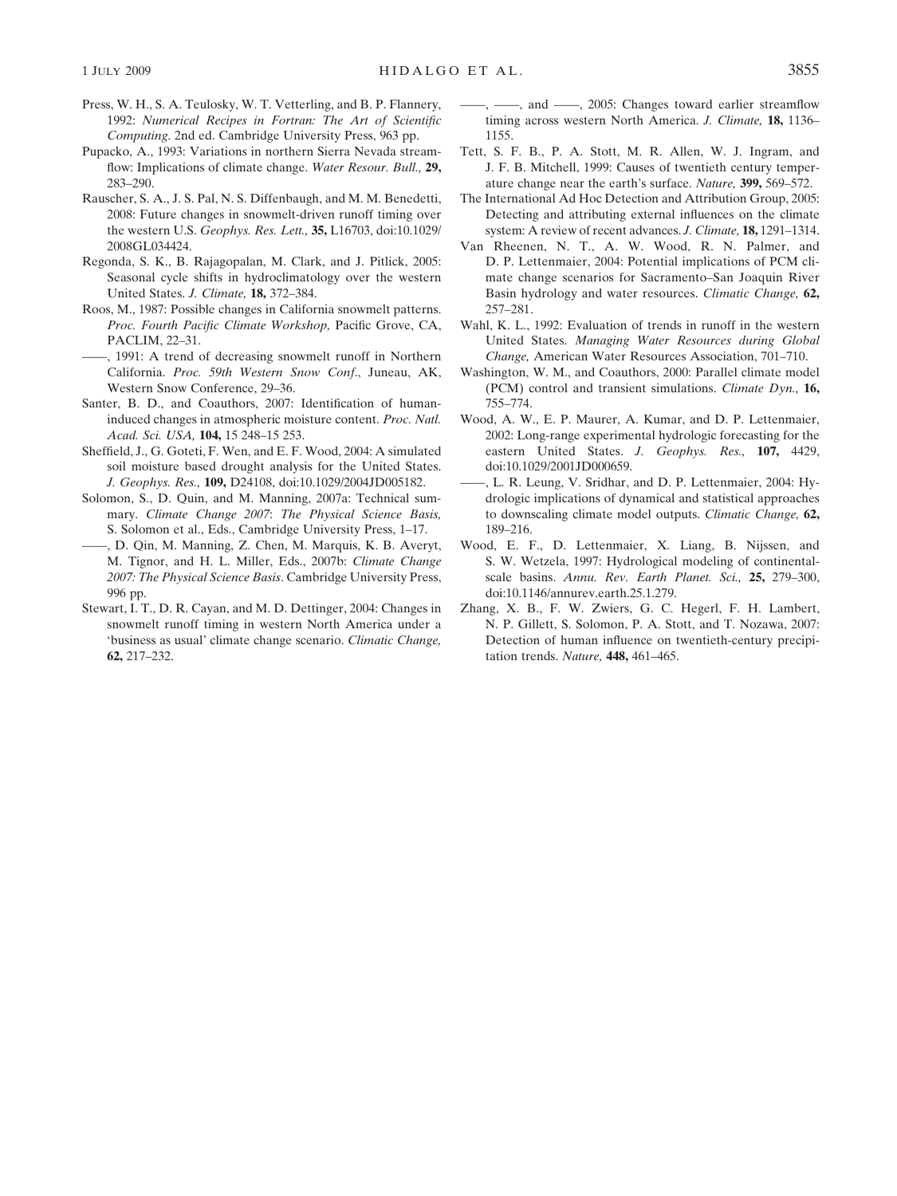Press, W. H., S. A. Teulosky, W. T. Vetterling, and B. P. Flannery, 1992: *Numerical Recipes in Fortran: The Art of Scientific Computing.* 2nd ed. Cambridge University Press, 963 pp.

Pupacko, A., 1993: Variations in northern Sierra Nevada streamflow: Implications of climate change. *Water Resour. Bull.,* **29,** 283–290.

Rauscher, S. A., J. S. Pal, N. S. Diffenbaugh, and M. M. Benedetti, 2008: Future changes in snowmelt-driven runoff timing over the western U.S. *Geophys. Res. Lett.,* **35,** L16703, doi:10.1029/2008GL034424.

Regonda, S. K., B. Rajagopalan, M. Clark, and J. Pitlick, 2005: Seasonal cycle shifts in hydroclimatology over the western United States. *J. Climate,* **18,** 372–384.

Roos, M., 1987: Possible changes in California snowmelt patterns. *Proc. Fourth Pacific Climate Workshop,* Pacific Grove, CA, PACLIM, 22–31.

——, 1991: A trend of decreasing snowmelt runoff in Northern California. *Proc. 59th Western Snow Conf*., Juneau, AK, Western Snow Conference, 29–36.

Santer, B. D., and Coauthors, 2007: Identification of human-induced changes in atmospheric moisture content. *Proc. Natl. Acad. Sci. USA,* **104,** 15 248–15 253.

Sheffield, J., G. Goteti, F. Wen, and E. F. Wood, 2004: A simulated soil moisture based drought analysis for the United States. *J. Geophys. Res.,* **109,** D24108, doi:10.1029/2004JD005182.

Solomon, S., D. Quin, and M. Manning, 2007a: Technical summary. *Climate Change 2007*: *The Physical Science Basis,* S. Solomon et al., Eds., Cambridge University Press, 1–17.

——, D. Qin, M. Manning, Z. Chen, M. Marquis, K. B. Averyt, M. Tignor, and H. L. Miller, Eds., 2007b: *Climate Change 2007: The Physical Science Basis*. Cambridge University Press, 996 pp.

Stewart, I. T., D. R. Cayan, and M. D. Dettinger, 2004: Changes in snowmelt runoff timing in western North America under a 'business as usual' climate change scenario. *Climatic Change,* **62,** 217–232.

——, ——, and ——, 2005: Changes toward earlier streamflow timing across western North America. *J. Climate,* **18,** 1136–1155.

Tett, S. F. B., P. A. Stott, M. R. Allen, W. J. Ingram, and J. F. B. Mitchell, 1999: Causes of twentieth century temperature change near the earth's surface. *Nature,* **399,** 569–572.

The International Ad Hoc Detection and Attribution Group, 2005: Detecting and attributing external influences on the climate system: A review of recent advances. *J. Climate,* **18,** 1291–1314.

Van Rheenen, N. T., A. W. Wood, R. N. Palmer, and D. P. Lettenmaier, 2004: Potential implications of PCM climate change scenarios for Sacramento–San Joaquin River Basin hydrology and water resources. *Climatic Change,* **62,** 257–281.

Wahl, K. L., 1992: Evaluation of trends in runoff in the western United States. *Managing Water Resources during Global Change,* American Water Resources Association, 701–710.

Washington, W. M., and Coauthors, 2000: Parallel climate model (PCM) control and transient simulations. *Climate Dyn.,* **16,** 755–774.

Wood, A. W., E. P. Maurer, A. Kumar, and D. P. Lettenmaier, 2002: Long-range experimental hydrologic forecasting for the eastern United States. *J. Geophys. Res.,* **107,** 4429, doi:10.1029/2001JD000659.

——, L. R. Leung, V. Sridhar, and D. P. Lettenmaier, 2004: Hydrologic implications of dynamical and statistical approaches to downscaling climate model outputs. *Climatic Change,* **62,** 189–216.

Wood, E. F., D. Lettenmaier, X. Liang, B. Nijssen, and S. W. Wetzela, 1997: Hydrological modeling of continental-scale basins. *Annu. Rev. Earth Planet. Sci.,* **25,** 279–300, doi:10.1146/annurev.earth.25.1.279.

Zhang, X. B., F. W. Zwiers, G. C. Hegerl, F. H. Lambert, N. P. Gillett, S. Solomon, P. A. Stott, and T. Nozawa, 2007: Detection of human influence on twentieth-century precipitation trends. *Nature,* **448,** 461–465.